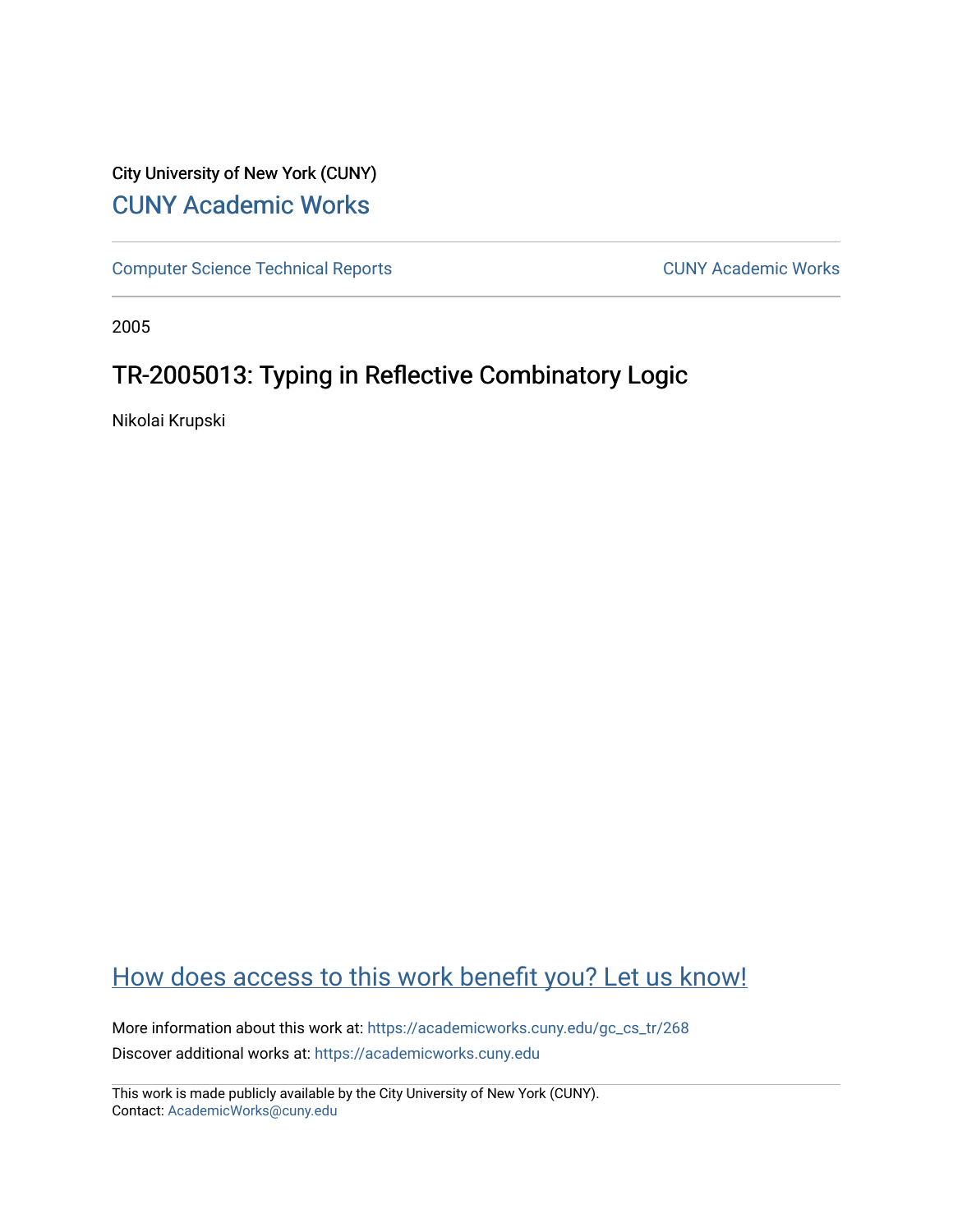City University of New York (CUNY)

# CUNY Academic Works

Computer Science Technical Reports | CUNY Academic Works

2005

## TR-2005013: Typing in Reflective Combinatory Logic

Nikolai Krupski

How does access to this work benefit you? Let us know!

More information about this work at: https://academicworks.cuny.edu/gc_cs_tr/268

Discover additional works at: https://academicworks.cuny.edu

This work is made publicly available by the City University of New York (CUNY).
Contact: AcademicWorks@cuny.edu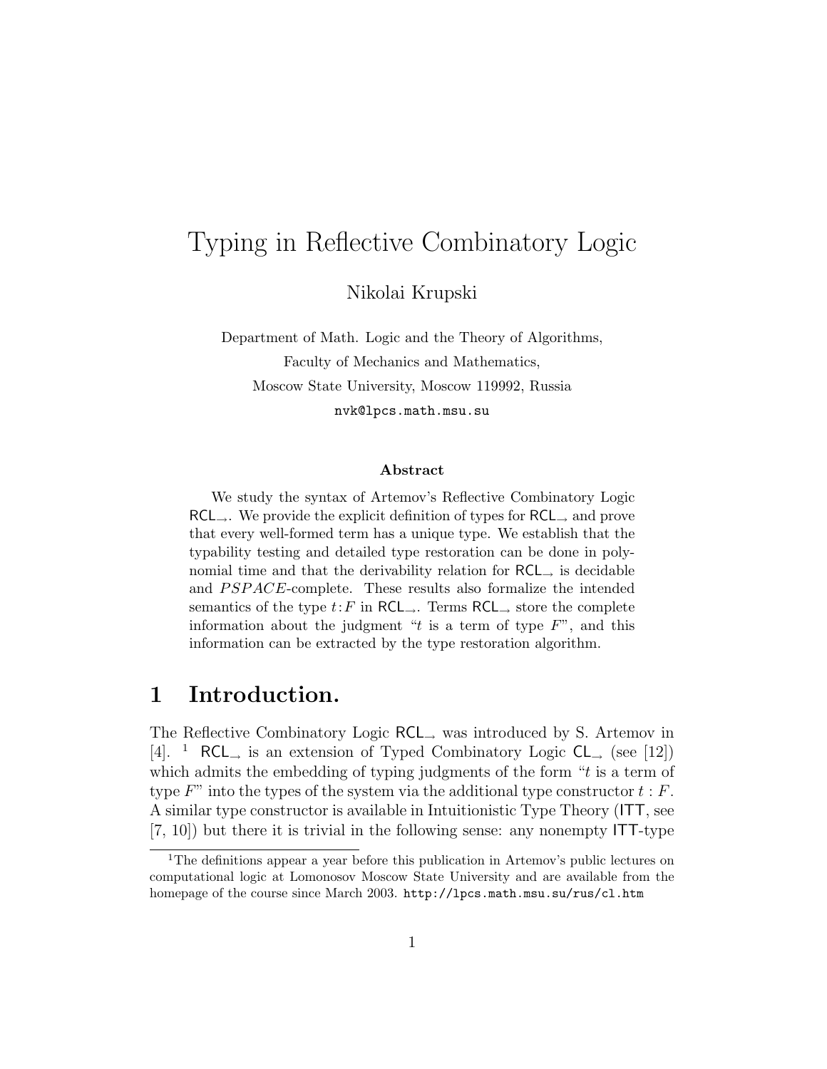# Typing in Reflective Combinatory Logic

Nikolai Krupski

Department of Math. Logic and the Theory of Algorithms,

Faculty of Mechanics and Mathematics,

Moscow State University, Moscow 119992, Russia

nvk@lpcs.math.msu.su

**Abstract**

We study the syntax of Artemov's Reflective Combinatory Logic $\mathsf{RCL}_{\rightarrow}$. We provide the explicit definition of types for $\mathsf{RCL}_{\rightarrow}$ and prove that every well-formed term has a unique type. We establish that the typability testing and detailed type restoration can be done in polynomial time and that the derivability relation for $\mathsf{RCL}_{\rightarrow}$ is decidable and $PSPACE$-complete. These results also formalize the intended semantics of the type $t{:}F$ in $\mathsf{RCL}_{\rightarrow}$. Terms $\mathsf{RCL}_{\rightarrow}$ store the complete information about the judgment "$t$ is a term of type $F$", and this information can be extracted by the type restoration algorithm.

## 1 Introduction.

The Reflective Combinatory Logic $\mathsf{RCL}_{\rightarrow}$ was introduced by S. Artemov in [4]. [1] $\mathsf{RCL}_{\rightarrow}$ is an extension of Typed Combinatory Logic $\mathsf{CL}_{\rightarrow}$ (see [12]) which admits the embedding of typing judgments of the form "$t$ is a term of type $F$" into the types of the system via the additional type constructor $t : F$. A similar type constructor is available in Intuitionistic Type Theory ($\mathsf{ITT}$, see [7, 10]) but there it is trivial in the following sense: any nonempty $\mathsf{ITT}$-type

[1] The definitions appear a year before this publication in Artemov's public lectures on computational logic at Lomonosov Moscow State University and are available from the homepage of the course since March 2003. `http://lpcs.math.msu.su/rus/cl.htm`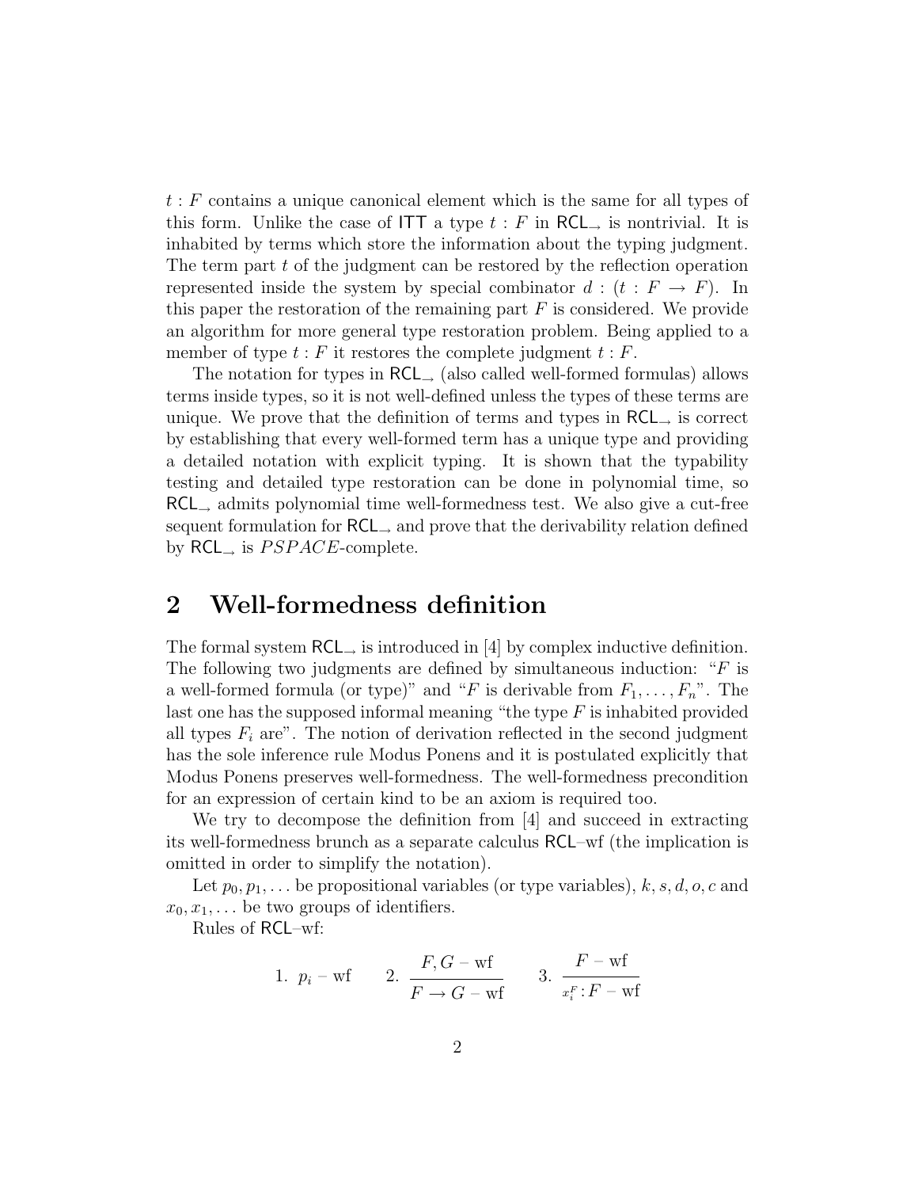$t : F$ contains a unique canonical element which is the same for all types of this form. Unlike the case of ITT a type $t : F$ in $\mathsf{RCL}_{\rightarrow}$ is nontrivial. It is inhabited by terms which store the information about the typing judgment. The term part $t$ of the judgment can be restored by the reflection operation represented inside the system by special combinator $d : (t : F \rightarrow F)$. In this paper the restoration of the remaining part $F$ is considered. We provide an algorithm for more general type restoration problem. Being applied to a member of type $t : F$ it restores the complete judgment $t : F$.

The notation for types in $\mathsf{RCL}_{\rightarrow}$ (also called well-formed formulas) allows terms inside types, so it is not well-defined unless the types of these terms are unique. We prove that the definition of terms and types in $\mathsf{RCL}_{\rightarrow}$ is correct by establishing that every well-formed term has a unique type and providing a detailed notation with explicit typing. It is shown that the typability testing and detailed type restoration can be done in polynomial time, so $\mathsf{RCL}_{\rightarrow}$ admits polynomial time well-formedness test. We also give a cut-free sequent formulation for $\mathsf{RCL}_{\rightarrow}$ and prove that the derivability relation defined by $\mathsf{RCL}_{\rightarrow}$ is $PSPACE$-complete.

## 2 Well-formedness definition

The formal system $\mathsf{RCL}_{\rightarrow}$ is introduced in [4] by complex inductive definition. The following two judgments are defined by simultaneous induction: "$F$ is a well-formed formula (or type)" and "$F$ is derivable from $F_1, \ldots, F_n$". The last one has the supposed informal meaning "the type $F$ is inhabited provided all types $F_i$ are". The notion of derivation reflected in the second judgment has the sole inference rule Modus Ponens and it is postulated explicitly that Modus Ponens preserves well-formedness. The well-formedness precondition for an expression of certain kind to be an axiom is required too.

We try to decompose the definition from [4] and succeed in extracting its well-formedness brunch as a separate calculus RCL–wf (the implication is omitted in order to simplify the notation).

Let $p_0, p_1, \ldots$ be propositional variables (or type variables), $k, s, d, o, c$ and $x_0, x_1, \ldots$ be two groups of identifiers.

Rules of RCL–wf:

$$1.\ \ p_i - \text{wf} \qquad 2.\ \ \frac{F, G - \text{wf}}{F \rightarrow G - \text{wf}} \qquad 3.\ \ \frac{F - \text{wf}}{x_i^F : F - \text{wf}}$$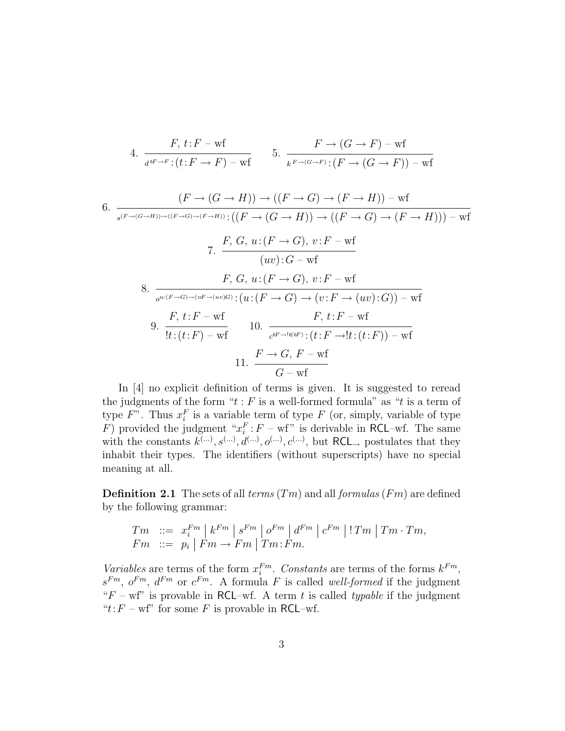4. $$\frac{F,\ t{:}F - \mathrm{wf}}{d^{\,t{:}F\to F}{:}(t{:}F \to F) - \mathrm{wf}}$$

5. $$\frac{F \to (G \to F) - \mathrm{wf}}{k^{\,F\to(G\to F)}{:}(F \to (G \to F)) - \mathrm{wf}}$$

6. $$\frac{(F \to (G \to H)) \to ((F \to G) \to (F \to H)) - \mathrm{wf}}{s^{(F\to(G\to H))\to((F\to G)\to(F\to H))}{:}((F \to (G \to H)) \to ((F \to G) \to (F \to H))) - \mathrm{wf}}$$

7. $$\frac{F,\ G,\ u{:}(F \to G),\ v{:}F - \mathrm{wf}}{(uv){:}G - \mathrm{wf}}$$

8. $$\frac{F,\ G,\ u{:}(F \to G),\ v{:}F - \mathrm{wf}}{o^{u:(F\to G)\to(v:F\to(uv):G)}{:}(u{:}(F \to G) \to (v{:}F \to (uv){:}G)) - \mathrm{wf}}$$

9. $$\frac{F,\ t{:}F - \mathrm{wf}}{!t{:}(t{:}F) - \mathrm{wf}}$$

10. $$\frac{F,\ t{:}F - \mathrm{wf}}{c^{t:F\to !t:(t:F)}{:}(t{:}F \to !t{:}(t{:}F)) - \mathrm{wf}}$$

11. $$\frac{F \to G,\ F - \mathrm{wf}}{G - \mathrm{wf}}$$

In [4] no explicit definition of terms is given. It is suggested to reread the judgments of the form "$t : F$ is a well-formed formula" as "$t$ is a term of type $F$". Thus $x_i^F$ is a variable term of type $F$ (or, simply, variable of type $F$) provided the judgment "$x_i^F : F$ – wf" is derivable in RCL–wf. The same with the constants $k^{(\ldots)}, s^{(\ldots)}, d^{(\ldots)}, o^{(\ldots)}, c^{(\ldots)}$, but $\mathsf{RCL}_\to$ postulates that they inhabit their types. The identifiers (without superscripts) have no special meaning at all.

**Definition 2.1** The sets of all *terms* ($Tm$) and all *formulas* ($Fm$) are defined by the following grammar:

$$
\begin{array}{lcl}
Tm & ::= & x_i^{Fm} \mid k^{Fm} \mid s^{Fm} \mid o^{Fm} \mid d^{Fm} \mid c^{Fm} \mid !\,Tm \mid Tm \cdot Tm, \\
Fm & ::= & p_i \mid Fm \to Fm \mid Tm{:}Fm.
\end{array}
$$

*Variables* are terms of the form $x_i^{Fm}$. *Constants* are terms of the forms $k^{Fm}$, $s^{Fm}$, $o^{Fm}$, $d^{Fm}$ or $c^{Fm}$. A formula $F$ is called *well-formed* if the judgment "$F$ – wf" is provable in RCL–wf. A term $t$ is called *typable* if the judgment "$t{:}F$ – wf" for some $F$ is provable in RCL–wf.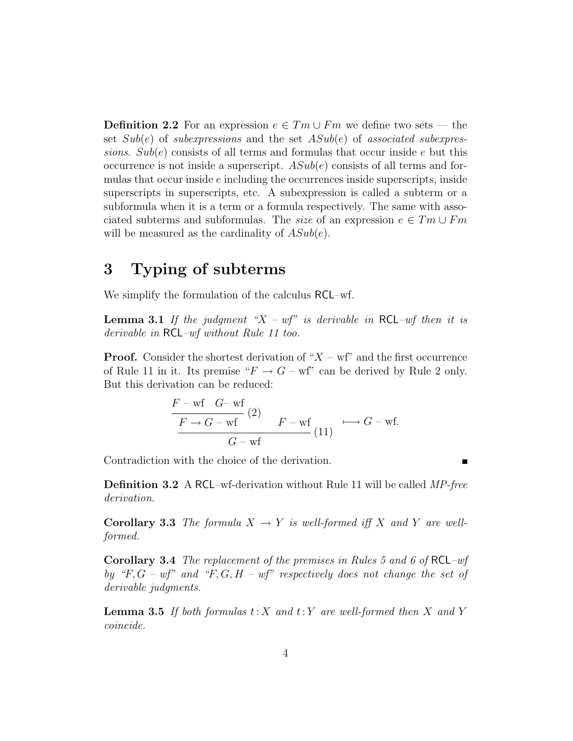**Definition 2.2** For an expression $e \in Tm \cup Fm$ we define two sets — the set $Sub(e)$ of *subexpressions* and the set $ASub(e)$ of *associated subexpressions*. $Sub(e)$ consists of all terms and formulas that occur inside $e$ but this occurrence is not inside a superscript. $ASub(e)$ consists of all terms and formulas that occur inside $e$ including the occurrences inside superscripts, inside superscripts in superscripts, etc. A subexpression is called a subterm or a subformula when it is a term or a formula respectively. The same with associated subterms and subformulas. The *size* of an expression $e \in Tm \cup Fm$ will be measured as the cardinality of $ASub(e)$.

# 3 Typing of subterms

We simplify the formulation of the calculus RCL–wf.

**Lemma 3.1** *If the judgment "$X$ – wf" is derivable in RCL–wf then it is derivable in RCL–wf without Rule 11 too.*

**Proof.** Consider the shortest derivation of "$X$ – wf" and the first occurrence of Rule 11 in it. Its premise "$F \to G$ – wf" can be derived by Rule 2 only. But this derivation can be reduced:

$$\cfrac{\cfrac{F - \text{wf} \quad G - \text{wf}}{F \to G - \text{wf}}\,(2) \qquad F - \text{wf}}{G - \text{wf}}\,(11) \quad \longmapsto G - \text{wf}.$$

Contradiction with the choice of the derivation. ∎

**Definition 3.2** A RCL–wf-derivation without Rule 11 will be called *MP-free derivation*.

**Corollary 3.3** *The formula $X \to Y$ is well-formed iff $X$ and $Y$ are well-formed.*

**Corollary 3.4** *The replacement of the premises in Rules 5 and 6 of RCL–wf by "$F, G$ – wf" and "$F, G, H$ – wf" respectively does not change the set of derivable judgments.*

**Lemma 3.5** *If both formulas $t\!:\!X$ and $t\!:\!Y$ are well-formed then $X$ and $Y$ coincide.*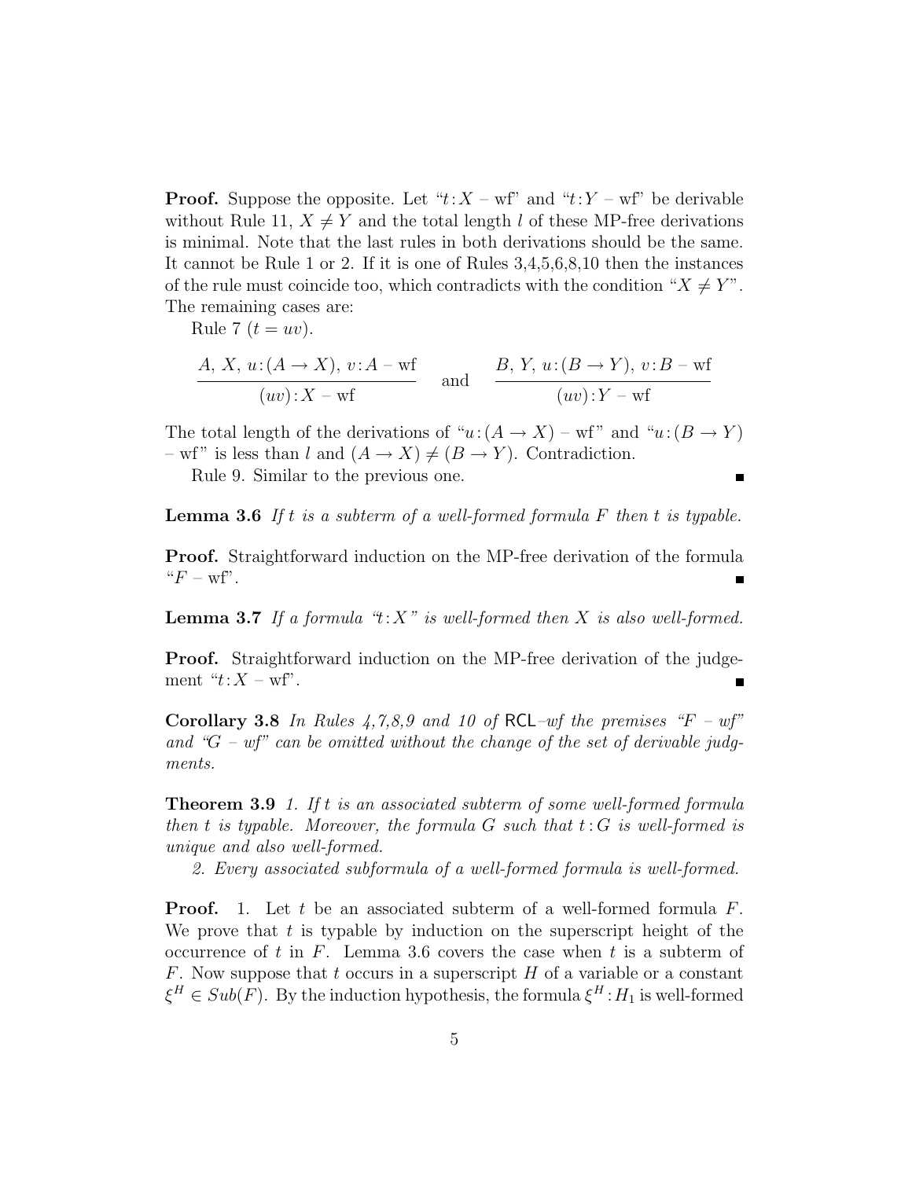**Proof.** Suppose the opposite. Let "$t{:}X$ – wf" and "$t{:}Y$ – wf" be derivable without Rule 11, $X \neq Y$ and the total length $l$ of these MP-free derivations is minimal. Note that the last rules in both derivations should be the same. It cannot be Rule 1 or 2. If it is one of Rules 3,4,5,6,8,10 then the instances of the rule must coincide too, which contradicts with the condition "$X \neq Y$". The remaining cases are:

Rule 7 ($t = uv$).

$$\frac{A,\ X,\ u{:}(A \to X),\ v{:}A - \mathrm{wf}}{(uv){:}X - \mathrm{wf}} \quad \text{and} \quad \frac{B,\ Y,\ u{:}(B \to Y),\ v{:}B - \mathrm{wf}}{(uv){:}Y - \mathrm{wf}}$$

The total length of the derivations of "$u{:}(A \to X)$ – wf" and "$u{:}(B \to Y)$ – wf" is less than $l$ and $(A \to X) \neq (B \to Y)$. Contradiction.

Rule 9. Similar to the previous one. ■

**Lemma 3.6** *If $t$ is a subterm of a well-formed formula $F$ then $t$ is typable.*

**Proof.** Straightforward induction on the MP-free derivation of the formula "$F$ – wf". ■

**Lemma 3.7** *If a formula "$t{:}X$" is well-formed then $X$ is also well-formed.*

**Proof.** Straightforward induction on the MP-free derivation of the judgement "$t{:}X$ – wf". ■

**Corollary 3.8** *In Rules 4,7,8,9 and 10 of* RCL*–wf the premises "$F$ – wf" and "$G$ – wf" can be omitted without the change of the set of derivable judgments.*

**Theorem 3.9** *1. If $t$ is an associated subterm of some well-formed formula then $t$ is typable. Moreover, the formula $G$ such that $t{:}G$ is well-formed is unique and also well-formed.*

*2. Every associated subformula of a well-formed formula is well-formed.*

**Proof.** 1. Let $t$ be an associated subterm of a well-formed formula $F$. We prove that $t$ is typable by induction on the superscript height of the occurrence of $t$ in $F$. Lemma 3.6 covers the case when $t$ is a subterm of $F$. Now suppose that $t$ occurs in a superscript $H$ of a variable or a constant $\xi^H \in Sub(F)$. By the induction hypothesis, the formula $\xi^H{:}H_1$ is well-formed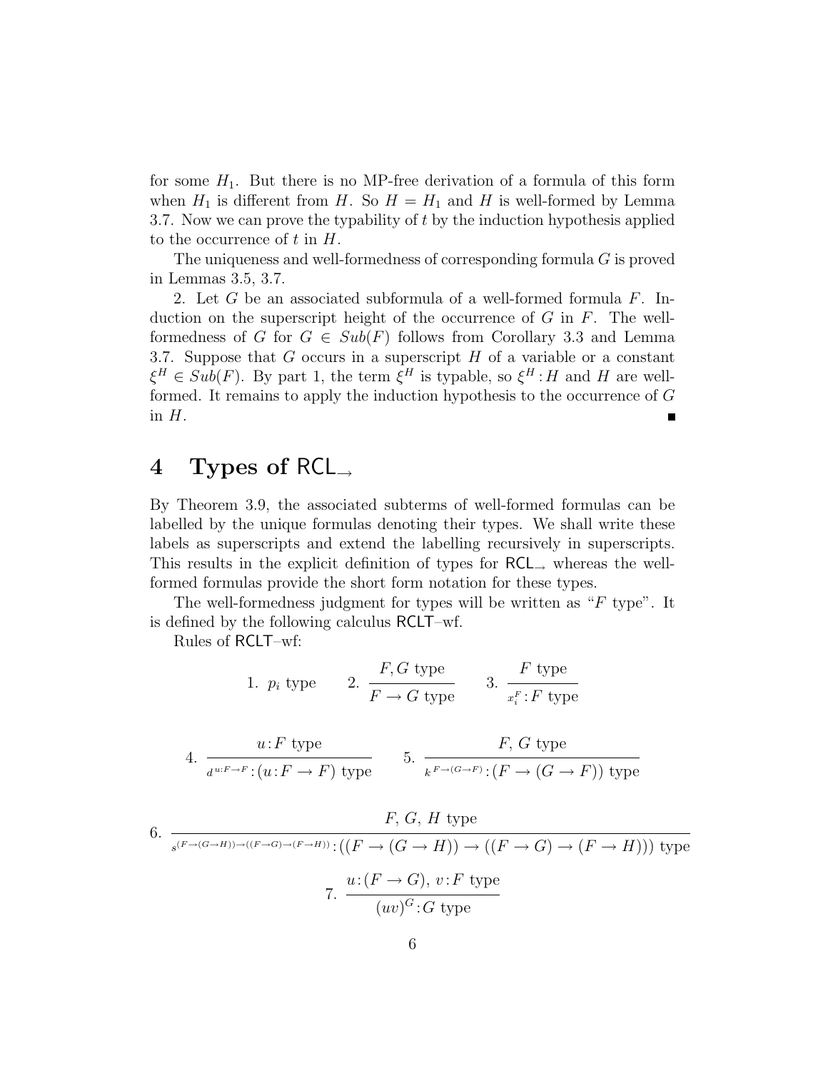for some $H_1$. But there is no MP-free derivation of a formula of this form when $H_1$ is different from $H$. So $H = H_1$ and $H$ is well-formed by Lemma 3.7. Now we can prove the typability of $t$ by the induction hypothesis applied to the occurrence of $t$ in $H$.

The uniqueness and well-formedness of corresponding formula $G$ is proved in Lemmas 3.5, 3.7.

2. Let $G$ be an associated subformula of a well-formed formula $F$. Induction on the superscript height of the occurrence of $G$ in $F$. The well-formedness of $G$ for $G \in Sub(F)$ follows from Corollary 3.3 and Lemma 3.7. Suppose that $G$ occurs in a superscript $H$ of a variable or a constant $\xi^H \in Sub(F)$. By part 1, the term $\xi^H$ is typable, so $\xi^H : H$ and $H$ are well-formed. It remains to apply the induction hypothesis to the occurrence of $G$ in $H$. ∎

## 4 Types of $\mathsf{RCL}_\rightarrow$

By Theorem 3.9, the associated subterms of well-formed formulas can be labelled by the unique formulas denoting their types. We shall write these labels as superscripts and extend the labelling recursively in superscripts. This results in the explicit definition of types for $\mathsf{RCL}_\rightarrow$ whereas the well-formed formulas provide the short form notation for these types.

The well-formedness judgment for types will be written as "$F$ type". It is defined by the following calculus $\mathsf{RCLT}$–wf.

Rules of $\mathsf{RCLT}$–wf:

$$1.\ p_i \text{ type} \qquad 2.\ \frac{F, G \text{ type}}{F \rightarrow G \text{ type}} \qquad 3.\ \frac{F \text{ type}}{x_i^F : F \text{ type}}$$

$$4.\ \frac{u : F \text{ type}}{d^{u:F\rightarrow F} : (u : F \rightarrow F) \text{ type}} \qquad 5.\ \frac{F,\ G \text{ type}}{k^{F\rightarrow(G\rightarrow F)} : (F \rightarrow (G \rightarrow F)) \text{ type}}$$

$$6.\ \frac{F,\ G,\ H \text{ type}}{s^{(F\rightarrow(G\rightarrow H))\rightarrow((F\rightarrow G)\rightarrow(F\rightarrow H))} : ((F \rightarrow (G \rightarrow H)) \rightarrow ((F \rightarrow G) \rightarrow (F \rightarrow H))) \text{ type}}$$

$$7.\ \frac{u : (F \rightarrow G),\ v : F \text{ type}}{(uv)^G : G \text{ type}}$$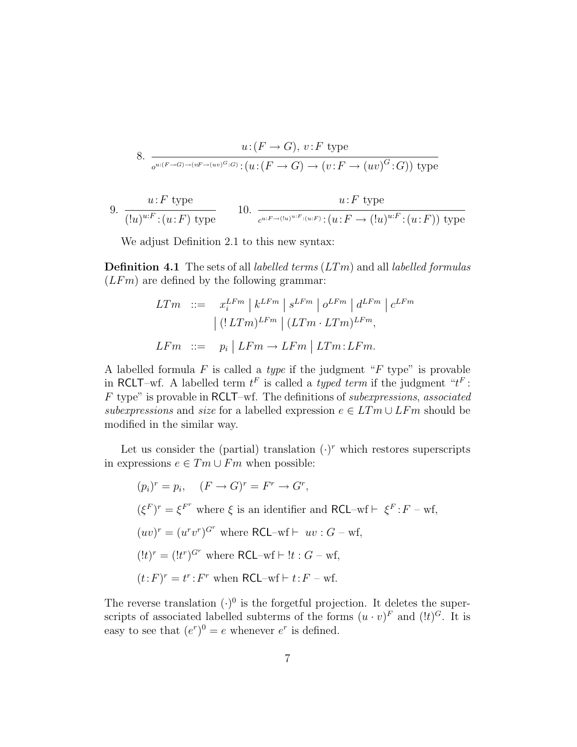$$8.\ \frac{u\!:\!(F \to G),\ v\!:\!F \text{ type}}{o^{u:(F\to G)\to(v:F\to(uv)^G:G)}\!:\!(u\!:\!(F \to G) \to (v\!:\!F \to (uv)^G\!:\!G)) \text{ type}}$$

$$9.\ \frac{u\!:\!F \text{ type}}{(!u)^{u:F}\!:\!(u\!:\!F) \text{ type}} \qquad 10.\ \frac{u\!:\!F \text{ type}}{c^{u:F\to(!u)^{u:F}:(u:F)}\!:\!(u\!:\!F \to (!u)^{u:F}\!:\!(u\!:\!F)) \text{ type}}$$

We adjust Definition 2.1 to this new syntax:

**Definition 4.1** The sets of all *labelled terms* ($LTm$) and all *labelled formulas* ($LFm$) are defined by the following grammar:

$$\begin{aligned} LTm \ &::= \ x_i^{LFm} \mid k^{LFm} \mid s^{LFm} \mid o^{LFm} \mid d^{LFm} \mid c^{LFm} \\ &\quad\ \mid (!\,LTm)^{LFm} \mid (LTm \cdot LTm)^{LFm}, \\ LFm \ &::= \ p_i \mid LFm \to LFm \mid LTm\!:\!LFm. \end{aligned}$$

A labelled formula $F$ is called a *type* if the judgment "$F$ type" is provable in RCLT–wf. A labelled term $t^F$ is called a *typed term* if the judgment "$t^F : F$ type" is provable in RCLT–wf. The definitions of *subexpressions*, *associated subexpressions* and *size* for a labelled expression $e \in LTm \cup LFm$ should be modified in the similar way.

Let us consider the (partial) translation $(\cdot)^r$ which restores superscripts in expressions $e \in Tm \cup Fm$ when possible:

$(p_i)^r = p_i, \quad (F \to G)^r = F^r \to G^r,$

$(\xi^F)^r = \xi^{F^r}$ where $\xi$ is an identifier and $\mathsf{RCL}\text{–wf} \vdash \ \xi^F\!:\!F$ – wf,

$(uv)^r = (u^r v^r)^{G^r}$ where $\mathsf{RCL}\text{–wf} \vdash \ uv : G$ – wf,

$(!t)^r = (!t^r)^{G^r}$ where $\mathsf{RCL}\text{–wf} \vdash !t : G$ – wf,

$(t\!:\!F)^r = t^r\!:\!F^r$ when $\mathsf{RCL}\text{–wf} \vdash t\!:\!F$ – wf.

The reverse translation $(\cdot)^0$ is the forgetful projection. It deletes the superscripts of associated labelled subterms of the forms $(u \cdot v)^F$ and $(!t)^G$. It is easy to see that $(e^r)^0 = e$ whenever $e^r$ is defined.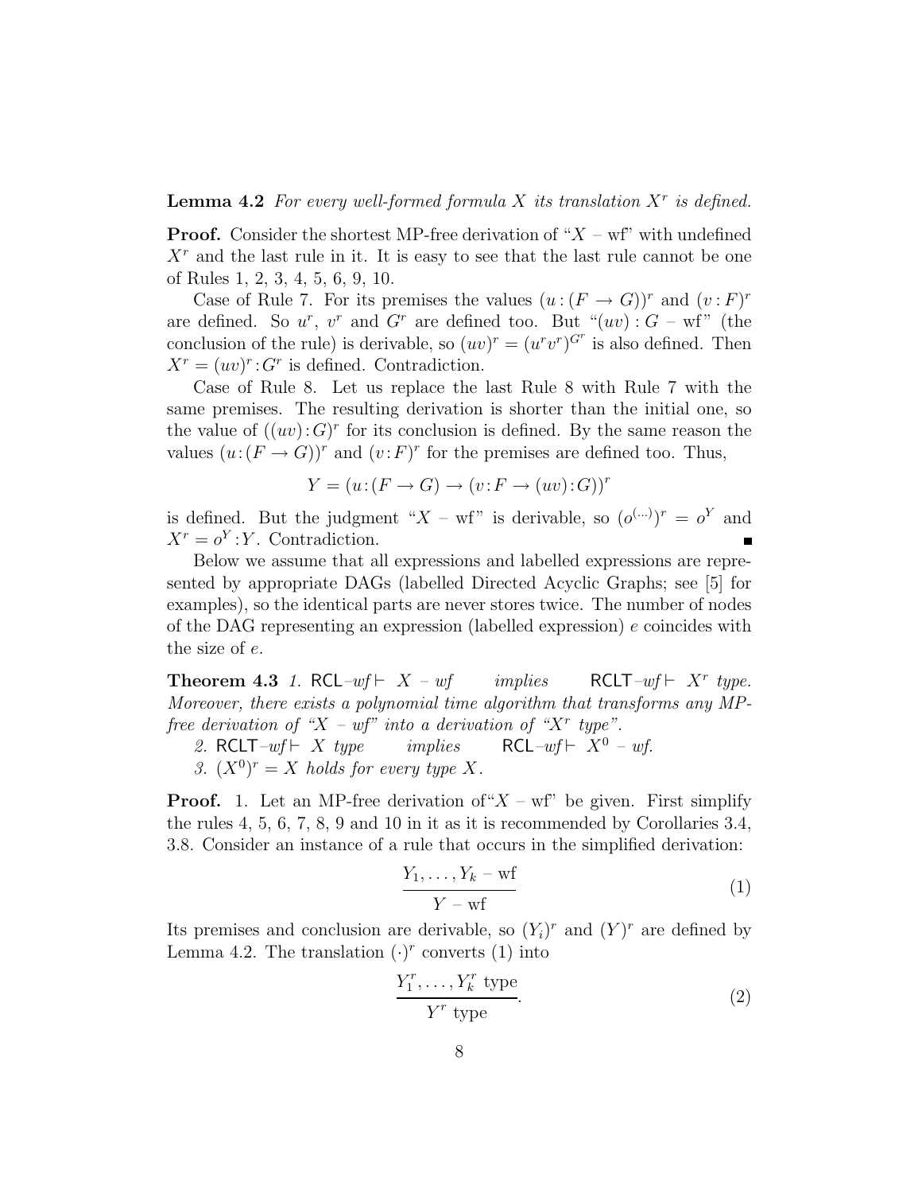**Lemma 4.2** *For every well-formed formula $X$ its translation $X^r$ is defined.*

**Proof.** Consider the shortest MP-free derivation of "$X$ – wf" with undefined $X^r$ and the last rule in it. It is easy to see that the last rule cannot be one of Rules 1, 2, 3, 4, 5, 6, 9, 10.

Case of Rule 7. For its premises the values $(u:(F \to G))^r$ and $(v:F)^r$ are defined. So $u^r$, $v^r$ and $G^r$ are defined too. But "$(uv):G$ – wf" (the conclusion of the rule) is derivable, so $(uv)^r = (u^r v^r)^{G^r}$ is also defined. Then $X^r = (uv)^r : G^r$ is defined. Contradiction.

Case of Rule 8. Let us replace the last Rule 8 with Rule 7 with the same premises. The resulting derivation is shorter than the initial one, so the value of $((uv):G)^r$ for its conclusion is defined. By the same reason the values $(u:(F \to G))^r$ and $(v:F)^r$ for the premises are defined too. Thus,

$$Y = (u:(F \to G) \to (v:F \to (uv):G))^r$$

is defined. But the judgment "$X$ – wf" is derivable, so $(o^{(\dots)})^r = o^Y$ and $X^r = o^Y : Y$. Contradiction. ∎

Below we assume that all expressions and labelled expressions are represented by appropriate DAGs (labelled Directed Acyclic Graphs; see [5] for examples), so the identical parts are never stores twice. The number of nodes of the DAG representing an expression (labelled expression) $e$ coincides with the size of $e$.

**Theorem 4.3** *1.* $\mathsf{RCL}$*–wf* $\vdash$ *$X$ – wf* *implies* $\mathsf{RCLT}$*–wf* $\vdash$ *$X^r$ type. Moreover, there exists a polynomial time algorithm that transforms any MP-free derivation of "$X$ – wf" into a derivation of "$X^r$ type".*

*2.* $\mathsf{RCLT}$*–wf* $\vdash$ *$X$ type* *implies* $\mathsf{RCL}$*–wf* $\vdash$ *$X^0$ – wf.*

*3. $(X^0)^r = X$ holds for every type $X$.*

**Proof.** 1. Let an MP-free derivation of "$X$ – wf" be given. First simplify the rules 4, 5, 6, 7, 8, 9 and 10 in it as it is recommended by Corollaries 3.4, 3.8. Consider an instance of a rule that occurs in the simplified derivation:

$$\frac{Y_1, \dots, Y_k \text{ – wf}}{Y \text{ – wf}} \tag{1}$$

Its premises and conclusion are derivable, so $(Y_i)^r$ and $(Y)^r$ are defined by Lemma 4.2. The translation $(\cdot)^r$ converts (1) into

$$\frac{Y_1^r, \dots, Y_k^r \text{ type}}{Y^r \text{ type}}. \tag{2}$$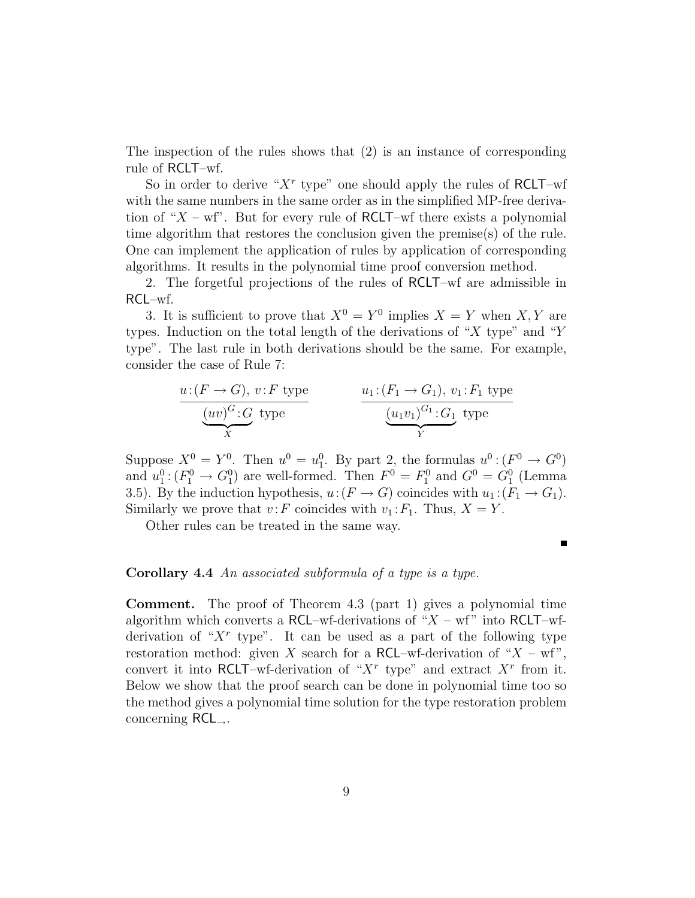The inspection of the rules shows that (2) is an instance of corresponding rule of RCLT–wf.

So in order to derive "$X^r$ type" one should apply the rules of RCLT–wf with the same numbers in the same order as in the simplified MP-free derivation of "$X$ – wf". But for every rule of RCLT–wf there exists a polynomial time algorithm that restores the conclusion given the premise(s) of the rule. One can implement the application of rules by application of corresponding algorithms. It results in the polynomial time proof conversion method.

2. The forgetful projections of the rules of RCLT–wf are admissible in RCL–wf.

3. It is sufficient to prove that $X^0 = Y^0$ implies $X = Y$ when $X, Y$ are types. Induction on the total length of the derivations of "$X$ type" and "$Y$ type". The last rule in both derivations should be the same. For example, consider the case of Rule 7:

$$\frac{u\!:\!(F \to G),\ v\!:\!F \text{ type}}{\underbrace{(uv)^G\!:\!G}_{X} \text{ type}} \qquad\qquad \frac{u_1\!:\!(F_1 \to G_1),\ v_1\!:\!F_1 \text{ type}}{\underbrace{(u_1v_1)^{G_1}\!:\!G_1}_{Y} \text{ type}}$$

Suppose $X^0 = Y^0$. Then $u^0 = u_1^0$. By part 2, the formulas $u^0\!:\!(F^0 \to G^0)$ and $u_1^0\!:\!(F_1^0 \to G_1^0)$ are well-formed. Then $F^0 = F_1^0$ and $G^0 = G_1^0$ (Lemma 3.5). By the induction hypothesis, $u\!:\!(F \to G)$ coincides with $u_1\!:\!(F_1 \to G_1)$. Similarly we prove that $v\!:\!F$ coincides with $v_1\!:\!F_1$. Thus, $X = Y$.

Other rules can be treated in the same way.

∎

**Corollary 4.4** *An associated subformula of a type is a type.*

**Comment.** The proof of Theorem 4.3 (part 1) gives a polynomial time algorithm which converts a RCL–wf-derivations of "$X$ – wf" into RCLT–wf-derivation of "$X^r$ type". It can be used as a part of the following type restoration method: given $X$ search for a RCL–wf-derivation of "$X$ – wf", convert it into RCLT–wf-derivation of "$X^r$ type" and extract $X^r$ from it. Below we show that the proof search can be done in polynomial time too so the method gives a polynomial time solution for the type restoration problem concerning $\mathsf{RCL}_{\to}$.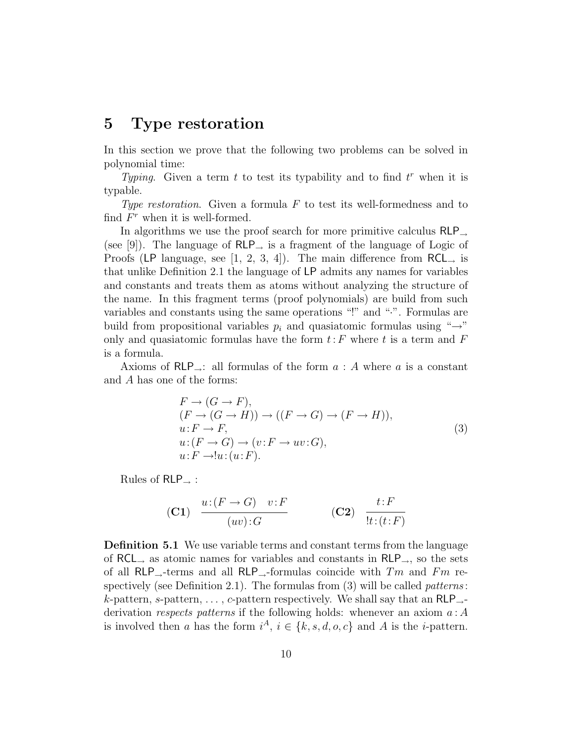## 5 Type restoration

In this section we prove that the following two problems can be solved in polynomial time:

*Typing*. Given a term $t$ to test its typability and to find $t^r$ when it is typable.

*Type restoration*. Given a formula $F$ to test its well-formedness and to find $F^r$ when it is well-formed.

In algorithms we use the proof search for more primitive calculus $\mathsf{RLP}_{\rightarrow}$ (see [9]). The language of $\mathsf{RLP}_{\rightarrow}$ is a fragment of the language of Logic of Proofs ($\mathsf{LP}$ language, see [1, 2, 3, 4]). The main difference from $\mathsf{RCL}_{\rightarrow}$ is that unlike Definition 2.1 the language of $\mathsf{LP}$ admits any names for variables and constants and treats them as atoms without analyzing the structure of the name. In this fragment terms (proof polynomials) are build from such variables and constants using the same operations "!" and "·". Formulas are build from propositional variables $p_i$ and quasiatomic formulas using "→" only and quasiatomic formulas have the form $t\!:\!F$ where $t$ is a term and $F$ is a formula.

Axioms of $\mathsf{RLP}_{\rightarrow}$: all formulas of the form $a : A$ where $a$ is a constant and $A$ has one of the forms:

$$
\begin{array}{l}
F \rightarrow (G \rightarrow F), \\
(F \rightarrow (G \rightarrow H)) \rightarrow ((F \rightarrow G) \rightarrow (F \rightarrow H)), \\
u\!:\!F \rightarrow F, \\
u\!:\!(F \rightarrow G) \rightarrow (v\!:\!F \rightarrow uv\!:\!G), \\
u\!:\!F \rightarrow !u\!:\!(u\!:\!F).
\end{array}
\tag{3}
$$

Rules of $\mathsf{RLP}_{\rightarrow}$ :

$$
(\mathbf{C1}) \quad \frac{u\!:\!(F \rightarrow G) \quad v\!:\!F}{(uv)\!:\!G} \qquad\qquad (\mathbf{C2}) \quad \frac{t\!:\!F}{!t\!:\!(t\!:\!F)}
$$

**Definition 5.1** We use variable terms and constant terms from the language of $\mathsf{RCL}_{\rightarrow}$ as atomic names for variables and constants in $\mathsf{RLP}_{\rightarrow}$, so the sets of all $\mathsf{RLP}_{\rightarrow}$-terms and all $\mathsf{RLP}_{\rightarrow}$-formulas coincide with $Tm$ and $Fm$ respectively (see Definition 2.1). The formulas from (3) will be called *patterns*: $k$-pattern, $s$-pattern, ..., $c$-pattern respectively. We shall say that an $\mathsf{RLP}_{\rightarrow}$-derivation *respects patterns* if the following holds: whenever an axiom $a\!:\!A$ is involved then $a$ has the form $i^A$, $i \in \{k, s, d, o, c\}$ and $A$ is the $i$-pattern.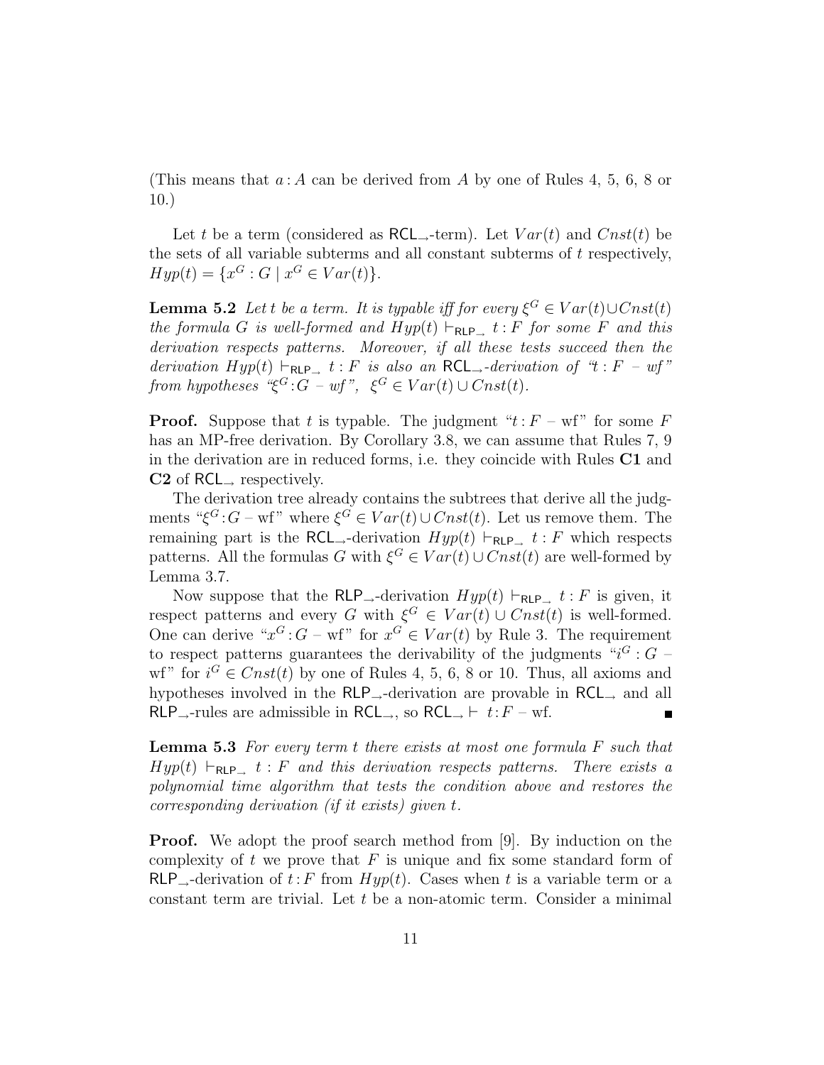(This means that $a : A$ can be derived from $A$ by one of Rules 4, 5, 6, 8 or 10.)

Let $t$ be a term (considered as $\mathsf{RCL}_{\to}$-term). Let $Var(t)$ and $Cnst(t)$ be the sets of all variable subterms and all constant subterms of $t$ respectively, $Hyp(t) = \{x^G : G \mid x^G \in Var(t)\}$.

**Lemma 5.2** *Let $t$ be a term. It is typable iff for every $\xi^G \in Var(t) \cup Cnst(t)$ the formula $G$ is well-formed and $Hyp(t) \vdash_{\mathsf{RLP}_{\to}} t : F$ for some $F$ and this derivation respects patterns. Moreover, if all these tests succeed then the derivation $Hyp(t) \vdash_{\mathsf{RLP}_{\to}} t : F$ is also an $\mathsf{RCL}_{\to}$-derivation of "$t : F$ – wf" from hypotheses "$\xi^G : G$ – wf", $\xi^G \in Var(t) \cup Cnst(t)$.*

**Proof.** Suppose that $t$ is typable. The judgment "$t : F$ – wf" for some $F$ has an MP-free derivation. By Corollary 3.8, we can assume that Rules 7, 9 in the derivation are in reduced forms, i.e. they coincide with Rules **C1** and **C2** of $\mathsf{RCL}_{\to}$ respectively.

The derivation tree already contains the subtrees that derive all the judgments "$\xi^G : G$ – wf" where $\xi^G \in Var(t) \cup Cnst(t)$. Let us remove them. The remaining part is the $\mathsf{RCL}_{\to}$-derivation $Hyp(t) \vdash_{\mathsf{RLP}_{\to}} t : F$ which respects patterns. All the formulas $G$ with $\xi^G \in Var(t) \cup Cnst(t)$ are well-formed by Lemma 3.7.

Now suppose that the $\mathsf{RLP}_{\to}$-derivation $Hyp(t) \vdash_{\mathsf{RLP}_{\to}} t : F$ is given, it respect patterns and every $G$ with $\xi^G \in Var(t) \cup Cnst(t)$ is well-formed. One can derive "$x^G : G$ – wf" for $x^G \in Var(t)$ by Rule 3. The requirement to respect patterns guarantees the derivability of the judgments "$i^G : G$ – wf" for $i^G \in Cnst(t)$ by one of Rules 4, 5, 6, 8 or 10. Thus, all axioms and hypotheses involved in the $\mathsf{RLP}_{\to}$-derivation are provable in $\mathsf{RCL}_{\to}$ and all $\mathsf{RLP}_{\to}$-rules are admissible in $\mathsf{RCL}_{\to}$, so $\mathsf{RCL}_{\to} \vdash t : F$ – wf. ∎

**Lemma 5.3** *For every term $t$ there exists at most one formula $F$ such that $Hyp(t) \vdash_{\mathsf{RLP}_{\to}} t : F$ and this derivation respects patterns. There exists a polynomial time algorithm that tests the condition above and restores the corresponding derivation (if it exists) given $t$.*

**Proof.** We adopt the proof search method from [9]. By induction on the complexity of $t$ we prove that $F$ is unique and fix some standard form of $\mathsf{RLP}_{\to}$-derivation of $t : F$ from $Hyp(t)$. Cases when $t$ is a variable term or a constant term are trivial. Let $t$ be a non-atomic term. Consider a minimal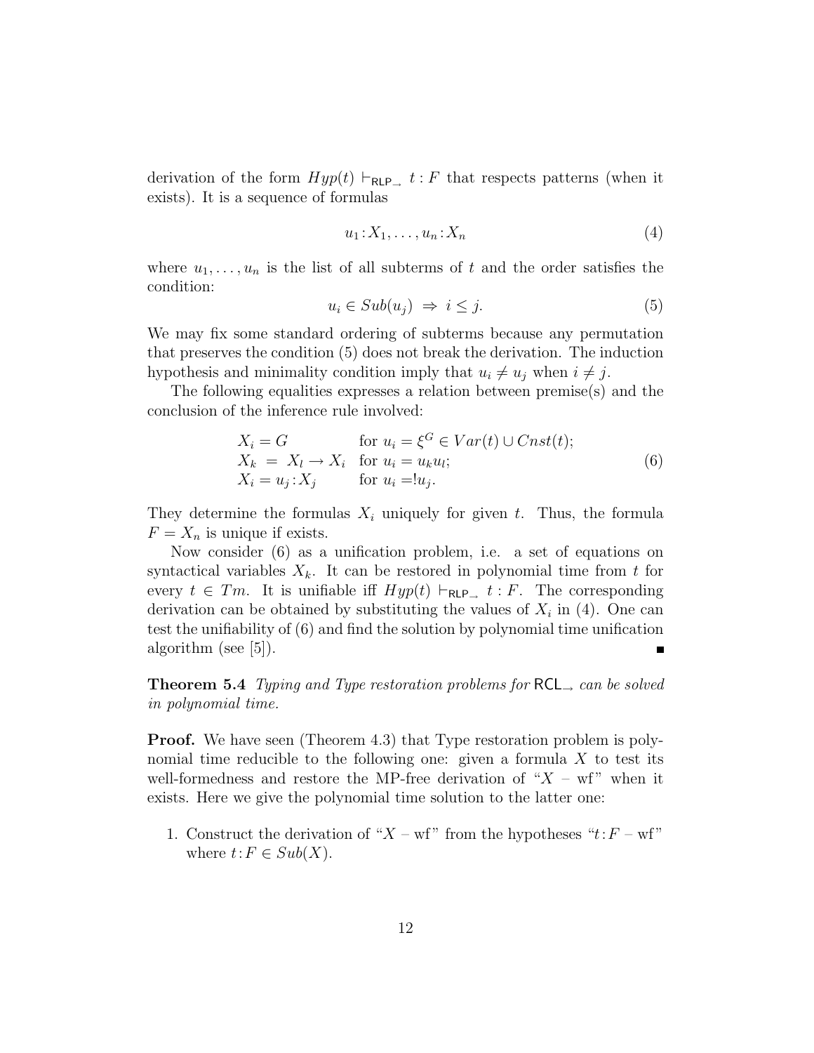derivation of the form $Hyp(t) \vdash_{\mathsf{RLP}_\rightarrow} t:F$ that respects patterns (when it exists). It is a sequence of formulas

$$u_1 : X_1, \ldots, u_n : X_n \tag{4}$$

where $u_1, \ldots, u_n$ is the list of all subterms of $t$ and the order satisfies the condition:

$$u_i \in Sub(u_j) \;\Rightarrow\; i \leq j. \tag{5}$$

We may fix some standard ordering of subterms because any permutation that preserves the condition (5) does not break the derivation. The induction hypothesis and minimality condition imply that $u_i \neq u_j$ when $i \neq j$.

The following equalities expresses a relation between premise(s) and the conclusion of the inference rule involved:

$$\begin{array}{ll} X_i = G & \text{for } u_i = \xi^G \in Var(t) \cup Cnst(t); \\ X_k \;=\; X_l \rightarrow X_i & \text{for } u_i = u_k u_l; \\ X_i = u_j : X_j & \text{for } u_i = !u_j. \end{array} \tag{6}$$

They determine the formulas $X_i$ uniquely for given $t$. Thus, the formula $F = X_n$ is unique if exists.

Now consider (6) as a unification problem, i.e. a set of equations on syntactical variables $X_k$. It can be restored in polynomial time from $t$ for every $t \in Tm$. It is unifiable iff $Hyp(t) \vdash_{\mathsf{RLP}_\rightarrow} t:F$. The corresponding derivation can be obtained by substituting the values of $X_i$ in (4). One can test the unifiability of (6) and find the solution by polynomial time unification algorithm (see [5]). ∎

**Theorem 5.4** *Typing and Type restoration problems for* $\mathsf{RCL}_\rightarrow$ *can be solved in polynomial time.*

**Proof.** We have seen (Theorem 4.3) that Type restoration problem is polynomial time reducible to the following one: given a formula $X$ to test its well-formedness and restore the MP-free derivation of "$X$ – wf" when it exists. Here we give the polynomial time solution to the latter one:

1. Construct the derivation of "$X$ – wf" from the hypotheses "$t:F$ – wf" where $t:F \in Sub(X)$.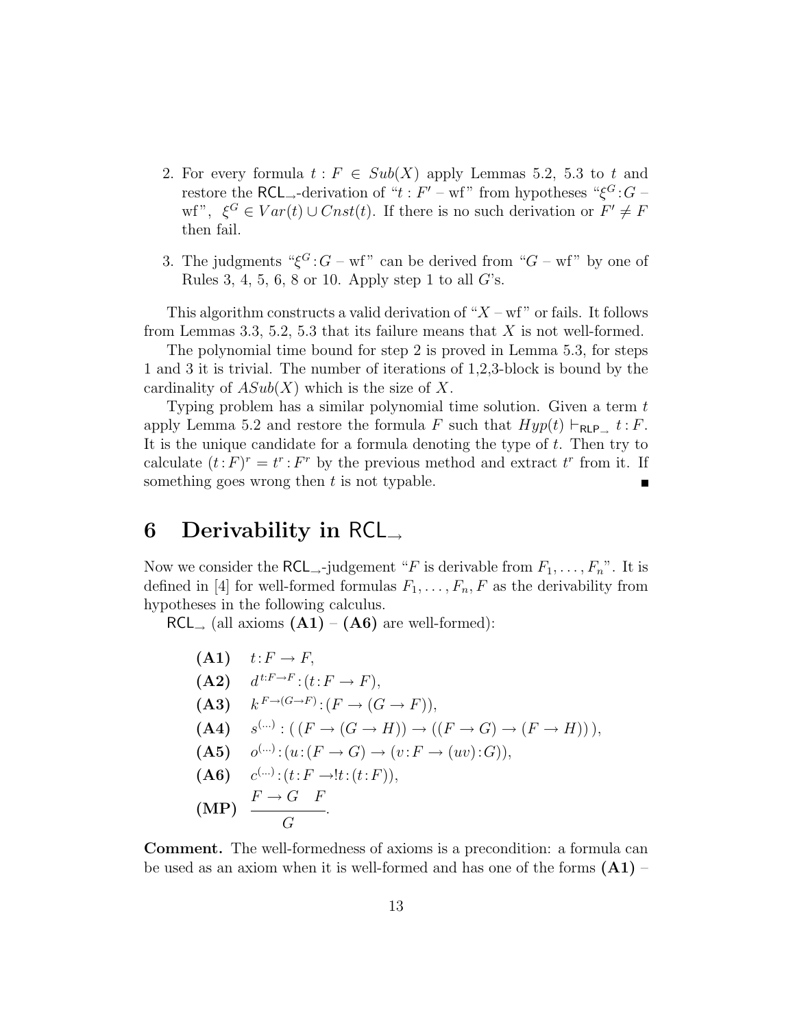2. For every formula $t : F \in Sub(X)$ apply Lemmas 5.2, 5.3 to $t$ and restore the $\mathsf{RCL}_{\rightarrow}$-derivation of "$t : F'$ – wf" from hypotheses "$\xi^G : G$ – wf", $\xi^G \in Var(t) \cup Cnst(t)$. If there is no such derivation or $F' \neq F$ then fail.

3. The judgments "$\xi^G : G$ – wf" can be derived from "$G$ – wf" by one of Rules 3, 4, 5, 6, 8 or 10. Apply step 1 to all $G$'s.

This algorithm constructs a valid derivation of "$X$ – wf" or fails. It follows from Lemmas 3.3, 5.2, 5.3 that its failure means that $X$ is not well-formed.

The polynomial time bound for step 2 is proved in Lemma 5.3, for steps 1 and 3 it is trivial. The number of iterations of 1,2,3-block is bound by the cardinality of $ASub(X)$ which is the size of $X$.

Typing problem has a similar polynomial time solution. Given a term $t$ apply Lemma 5.2 and restore the formula $F$ such that $Hyp(t) \vdash_{\mathsf{RLP}_{\rightarrow}} t : F$. It is the unique candidate for a formula denoting the type of $t$. Then try to calculate $(t : F)^r = t^r : F^r$ by the previous method and extract $t^r$ from it. If something goes wrong then $t$ is not typable. ∎

# 6 Derivability in $\mathsf{RCL}_{\rightarrow}$

Now we consider the $\mathsf{RCL}_{\rightarrow}$-judgement "$F$ is derivable from $F_1, \ldots, F_n$". It is defined in [4] for well-formed formulas $F_1, \ldots, F_n, F$ as the derivability from hypotheses in the following calculus.

$\mathsf{RCL}_{\rightarrow}$ (all axioms **(A1)** – **(A6)** are well-formed):

**(A1)** $\quad t : F \rightarrow F$,

**(A2)** $\quad d^{\,t:F\rightarrow F} : (t : F \rightarrow F)$,

**(A3)** $\quad k^{\,F\rightarrow(G\rightarrow F)} : (F \rightarrow (G \rightarrow F))$,

**(A4)** $\quad s^{(\ldots)} : (\,(F \rightarrow (G \rightarrow H)) \rightarrow ((F \rightarrow G) \rightarrow (F \rightarrow H))\,)$,

**(A5)** $\quad o^{(\ldots)} : (u : (F \rightarrow G) \rightarrow (v : F \rightarrow (uv) : G))$,

**(A6)** $\quad c^{(\ldots)} : (t : F \rightarrow !t : (t : F))$,

**(MP)** $\quad \dfrac{F \rightarrow G \quad F}{G}$.

**Comment.** The well-formedness of axioms is a precondition: a formula can be used as an axiom when it is well-formed and has one of the forms **(A1)** –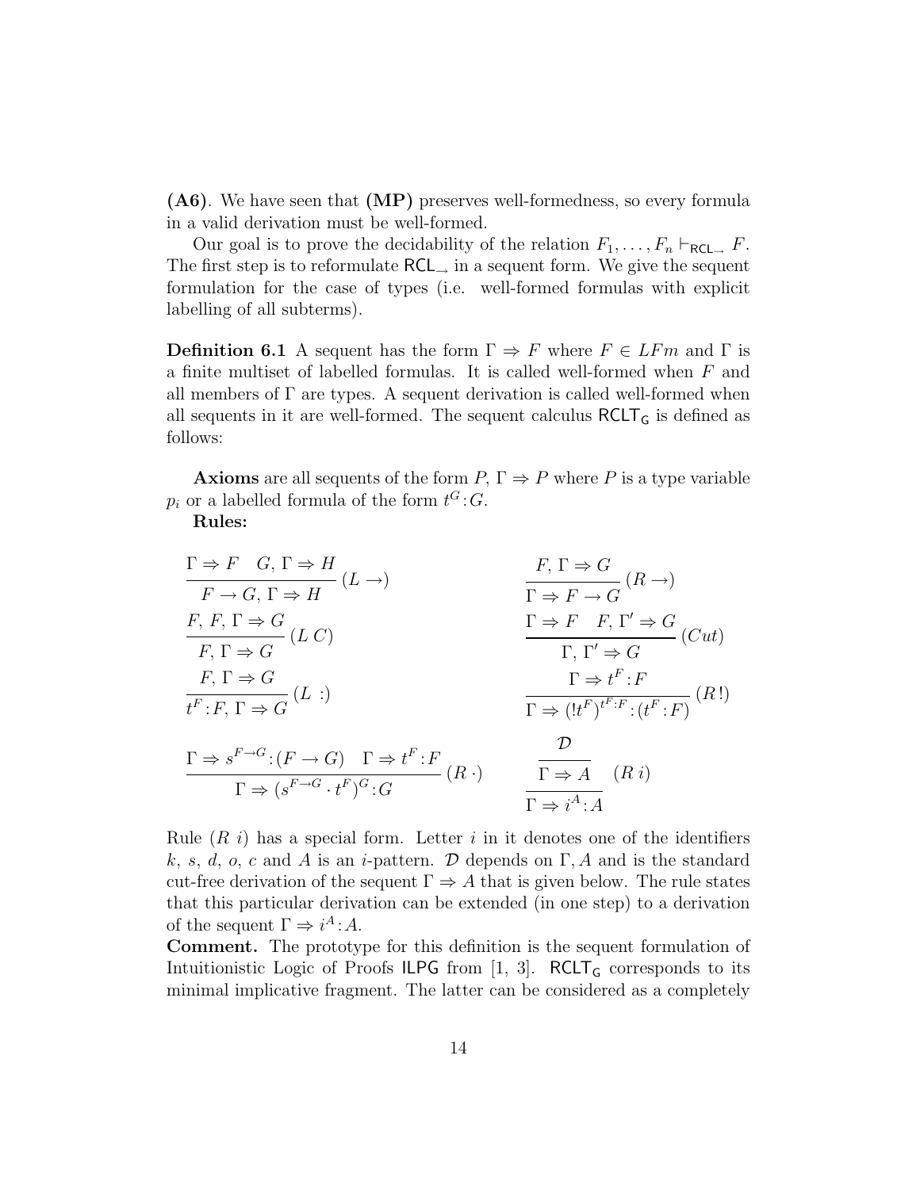**(A6)**. We have seen that **(MP)** preserves well-formedness, so every formula in a valid derivation must be well-formed.

Our goal is to prove the decidability of the relation $F_1, \ldots, F_n \vdash_{\mathsf{RCL}_{\to}} F$. The first step is to reformulate $\mathsf{RCL}_{\to}$ in a sequent form. We give the sequent formulation for the case of types (i.e. well-formed formulas with explicit labelling of all subterms).

**Definition 6.1** A sequent has the form $\Gamma \Rightarrow F$ where $F \in LFm$ and $\Gamma$ is a finite multiset of labelled formulas. It is called well-formed when $F$ and all members of $\Gamma$ are types. A sequent derivation is called well-formed when all sequents in it are well-formed. The sequent calculus $\mathsf{RCLT_G}$ is defined as follows:

**Axioms** are all sequents of the form $P, \Gamma \Rightarrow P$ where $P$ is a type variable $p_i$ or a labelled formula of the form $t^G{:}G$.

**Rules:**

$$\frac{\Gamma \Rightarrow F \quad G, \Gamma \Rightarrow H}{F \to G, \Gamma \Rightarrow H}\,(L \to) \qquad \frac{F, \Gamma \Rightarrow G}{\Gamma \Rightarrow F \to G}\,(R \to)$$

$$\frac{F, F, \Gamma \Rightarrow G}{F, \Gamma \Rightarrow G}\,(L\ C) \qquad \frac{\Gamma \Rightarrow F \quad F, \Gamma' \Rightarrow G}{\Gamma, \Gamma' \Rightarrow G}\,(Cut)$$

$$\frac{F, \Gamma \Rightarrow G}{t^F{:}F, \Gamma \Rightarrow G}\,(L\ :) \qquad \frac{\Gamma \Rightarrow t^F{:}F}{\Gamma \Rightarrow (!t^F)^{t^F:F}{:}(t^F{:}F)}\,(R\,!)$$

$$\frac{\Gamma \Rightarrow s^{F\to G}{:}(F \to G) \quad \Gamma \Rightarrow t^F{:}F}{\Gamma \Rightarrow (s^{F\to G}\cdot t^F)^G{:}G}\,(R\ \cdot) \qquad \frac{\dfrac{\mathcal{D}}{\Gamma \Rightarrow A}}{\Gamma \Rightarrow i^A{:}A}\,(R\ i)$$

Rule $(R\ i)$ has a special form. Letter $i$ in it denotes one of the identifiers $k$, $s$, $d$, $o$, $c$ and $A$ is an $i$-pattern. $\mathcal{D}$ depends on $\Gamma, A$ and is the standard cut-free derivation of the sequent $\Gamma \Rightarrow A$ that is given below. The rule states that this particular derivation can be extended (in one step) to a derivation of the sequent $\Gamma \Rightarrow i^A{:}A$.

**Comment.** The prototype for this definition is the sequent formulation of Intuitionistic Logic of Proofs $\mathsf{ILPG}$ from [1, 3]. $\mathsf{RCLT_G}$ corresponds to its minimal implicative fragment. The latter can be considered as a completely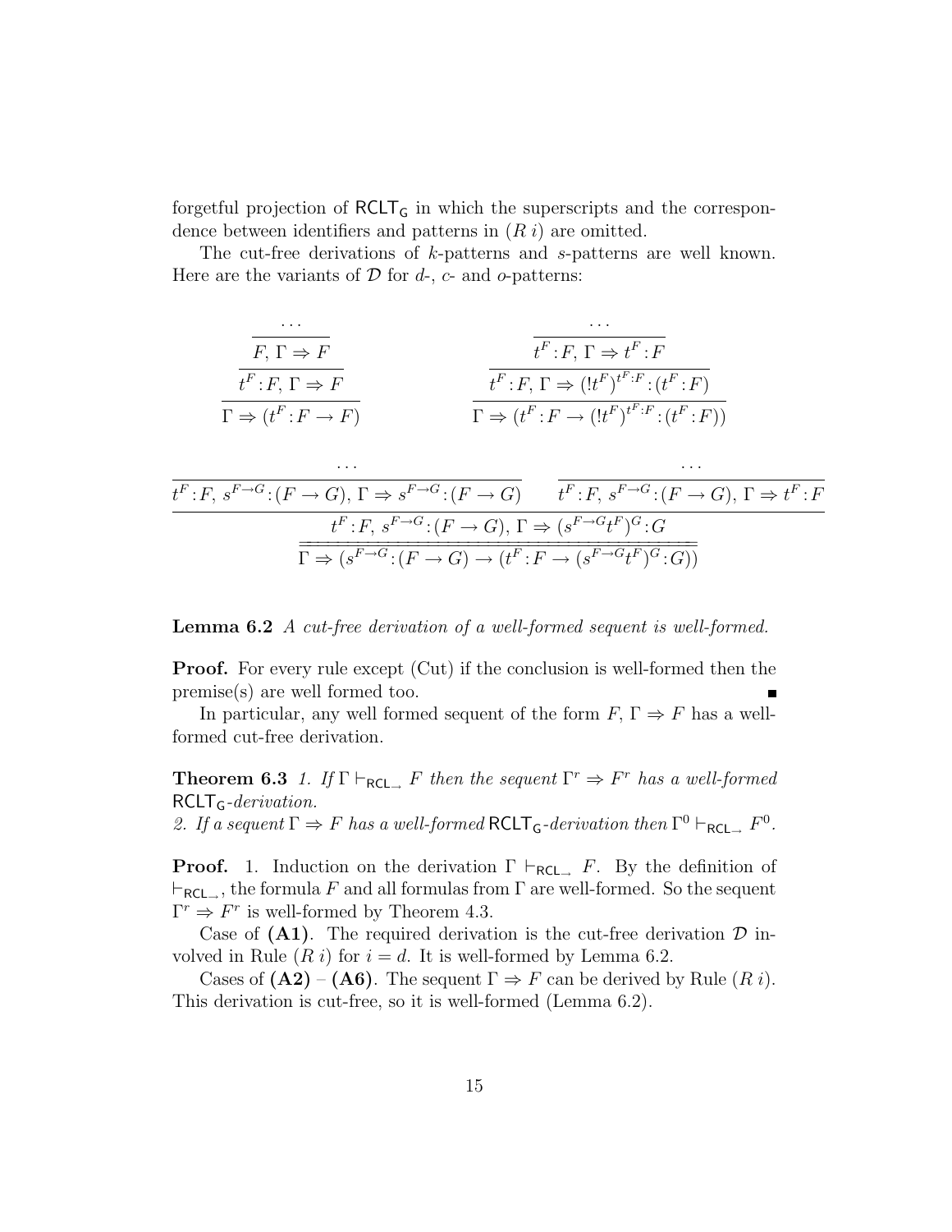forgetful projection of $\mathsf{RCLT_G}$ in which the superscripts and the correspondence between identifiers and patterns in $(R\ i)$ are omitted.

The cut-free derivations of $k$-patterns and $s$-patterns are well known. Here are the variants of $\mathcal{D}$ for $d$-, $c$- and $o$-patterns:

$$
\dfrac{\dfrac{\dfrac{\cdots}{F,\, \Gamma \Rightarrow F}}{t^F\!:\!F,\, \Gamma \Rightarrow F}}{\Gamma \Rightarrow (t^F\!:\!F \rightarrow F)}
\qquad
\dfrac{\dfrac{\dfrac{\cdots}{t^F\!:\!F,\, \Gamma \Rightarrow t^F\!:\!F}}{t^F\!:\!F,\, \Gamma \Rightarrow (!t^F)^{t^F:F}\!:\!(t^F\!:\!F)}}{\Gamma \Rightarrow (t^F\!:\!F \rightarrow (!t^F)^{t^F:F}\!:\!(t^F\!:\!F))}
$$

$$
\dfrac{\dfrac{\dfrac{\cdots}{t^F\!:\!F,\, s^{F\rightarrow G}\!:\!(F\rightarrow G),\, \Gamma \Rightarrow s^{F\rightarrow G}\!:\!(F\rightarrow G)} \qquad \dfrac{\cdots}{t^F\!:\!F,\, s^{F\rightarrow G}\!:\!(F\rightarrow G),\, \Gamma \Rightarrow t^F\!:\!F}}{t^F\!:\!F,\, s^{F\rightarrow G}\!:\!(F\rightarrow G),\, \Gamma \Rightarrow (s^{F\rightarrow G}t^F)^G\!:\!G}}{\Gamma \Rightarrow (s^{F\rightarrow G}\!:\!(F\rightarrow G) \rightarrow (t^F\!:\!F \rightarrow (s^{F\rightarrow G}t^F)^G\!:\!G))}
$$

**Lemma 6.2** *A cut-free derivation of a well-formed sequent is well-formed.*

**Proof.** For every rule except (Cut) if the conclusion is well-formed then the premise(s) are well formed too. ∎

In particular, any well formed sequent of the form $F,\, \Gamma \Rightarrow F$ has a well-formed cut-free derivation.

**Theorem 6.3** *1. If $\Gamma \vdash_{\mathsf{RCL}_\rightarrow} F$ then the sequent $\Gamma^r \Rightarrow F^r$ has a well-formed $\mathsf{RCLT_G}$-derivation.*
*2. If a sequent $\Gamma \Rightarrow F$ has a well-formed $\mathsf{RCLT_G}$-derivation then $\Gamma^0 \vdash_{\mathsf{RCL}_\rightarrow} F^0$.*

**Proof.** 1. Induction on the derivation $\Gamma \vdash_{\mathsf{RCL}_\rightarrow} F$. By the definition of $\vdash_{\mathsf{RCL}_\rightarrow}$, the formula $F$ and all formulas from $\Gamma$ are well-formed. So the sequent $\Gamma^r \Rightarrow F^r$ is well-formed by Theorem 4.3.

Case of **(A1)**. The required derivation is the cut-free derivation $\mathcal{D}$ involved in Rule $(R\ i)$ for $i = d$. It is well-formed by Lemma 6.2.

Cases of **(A2)** – **(A6)**. The sequent $\Gamma \Rightarrow F$ can be derived by Rule $(R\ i)$. This derivation is cut-free, so it is well-formed (Lemma 6.2).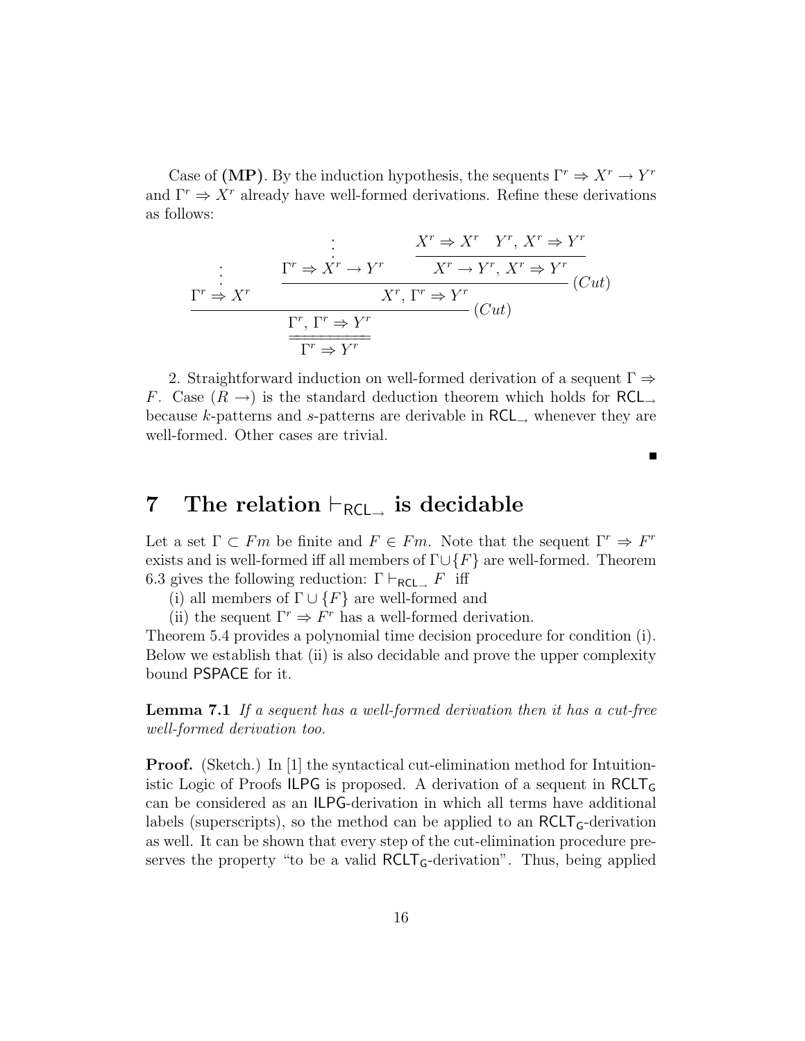Case of **(MP)**. By the induction hypothesis, the sequents $\Gamma^r \Rightarrow X^r \to Y^r$ and $\Gamma^r \Rightarrow X^r$ already have well-formed derivations. Refine these derivations as follows:

$$
\dfrac{\dfrac{\vdots}{\Gamma^r \Rightarrow X^r} \qquad \dfrac{\dfrac{\vdots}{\Gamma^r \Rightarrow X^r \to Y^r} \qquad \dfrac{X^r \Rightarrow X^r \quad Y^r, X^r \Rightarrow Y^r}{X^r \to Y^r, X^r \Rightarrow Y^r}}{X^r, \Gamma^r \Rightarrow Y^r}\,(Cut)}{\dfrac{\Gamma^r, \Gamma^r \Rightarrow Y^r}{\Gamma^r \Rightarrow Y^r}}\,(Cut)
$$

2. Straightforward induction on well-formed derivation of a sequent $\Gamma \Rightarrow F$. Case $(R \to)$ is the standard deduction theorem which holds for $\mathsf{RCL}_\to$ because $k$-patterns and $s$-patterns are derivable in $\mathsf{RCL}_\to$ whenever they are well-formed. Other cases are trivial.

∎

# 7 The relation $\vdash_{\mathsf{RCL}_\to}$ is decidable

Let a set $\Gamma \subset Fm$ be finite and $F \in Fm$. Note that the sequent $\Gamma^r \Rightarrow F^r$ exists and is well-formed iff all members of $\Gamma \cup \{F\}$ are well-formed. Theorem 6.3 gives the following reduction: $\Gamma \vdash_{\mathsf{RCL}_\to} F$ iff

(i) all members of $\Gamma \cup \{F\}$ are well-formed and

(ii) the sequent $\Gamma^r \Rightarrow F^r$ has a well-formed derivation.

Theorem 5.4 provides a polynomial time decision procedure for condition (i). Below we establish that (ii) is also decidable and prove the upper complexity bound $\mathsf{PSPACE}$ for it.

**Lemma 7.1** *If a sequent has a well-formed derivation then it has a cut-free well-formed derivation too.*

**Proof.** (Sketch.) In [1] the syntactical cut-elimination method for Intuitionistic Logic of Proofs $\mathsf{ILPG}$ is proposed. A derivation of a sequent in $\mathsf{RCLT_G}$ can be considered as an $\mathsf{ILPG}$-derivation in which all terms have additional labels (superscripts), so the method can be applied to an $\mathsf{RCLT_G}$-derivation as well. It can be shown that every step of the cut-elimination procedure preserves the property "to be a valid $\mathsf{RCLT_G}$-derivation". Thus, being applied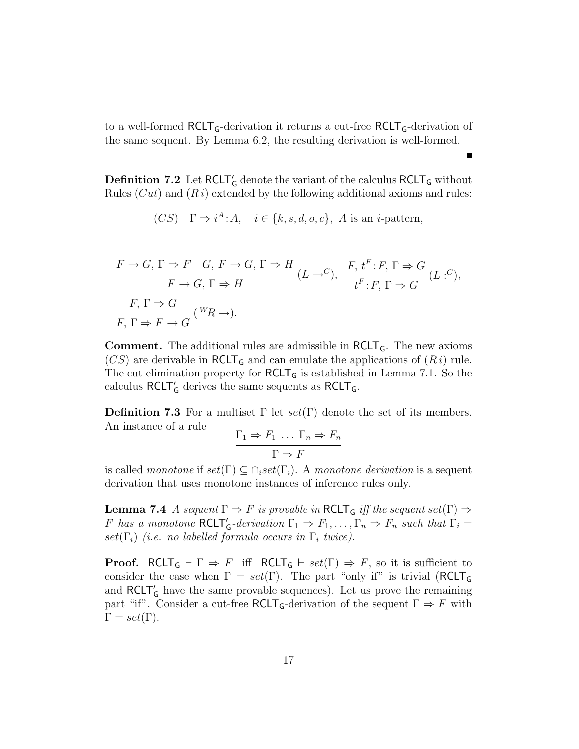to a well-formed $\mathsf{RCLT_G}$-derivation it returns a cut-free $\mathsf{RCLT_G}$-derivation of the same sequent. By Lemma 6.2, the resulting derivation is well-formed. ∎

**Definition 7.2** Let $\mathsf{RCLT'_G}$ denote the variant of the calculus $\mathsf{RCLT_G}$ without Rules $(Cut)$ and $(R\,i)$ extended by the following additional axioms and rules:

$$(CS) \quad \Gamma \Rightarrow i^A\!:\!A, \quad i \in \{k, s, d, o, c\},\ A \text{ is an } i\text{-pattern},$$

$$\frac{F \to G,\, \Gamma \Rightarrow F \quad G,\, F \to G,\, \Gamma \Rightarrow H}{F \to G,\, \Gamma \Rightarrow H}\,(L \to^C), \quad \frac{F,\, t^F\!:\!F,\, \Gamma \Rightarrow G}{t^F\!:\!F,\, \Gamma \Rightarrow G}\,(L\,:^C),$$

$$\frac{F,\, \Gamma \Rightarrow G}{F,\, \Gamma \Rightarrow F \to G}\,({}^W R \to).$$

**Comment.** The additional rules are admissible in $\mathsf{RCLT_G}$. The new axioms $(CS)$ are derivable in $\mathsf{RCLT_G}$ and can emulate the applications of $(R\,i)$ rule. The cut elimination property for $\mathsf{RCLT_G}$ is established in Lemma 7.1. So the calculus $\mathsf{RCLT'_G}$ derives the same sequents as $\mathsf{RCLT_G}$.

**Definition 7.3** For a multiset $\Gamma$ let $set(\Gamma)$ denote the set of its members. An instance of a rule

$$\frac{\Gamma_1 \Rightarrow F_1\ \ldots\ \Gamma_n \Rightarrow F_n}{\Gamma \Rightarrow F}$$

is called *monotone* if $set(\Gamma) \subseteq \cap_i set(\Gamma_i)$. A *monotone derivation* is a sequent derivation that uses monotone instances of inference rules only.

**Lemma 7.4** *A sequent $\Gamma \Rightarrow F$ is provable in $\mathsf{RCLT_G}$ iff the sequent $set(\Gamma) \Rightarrow F$ has a monotone $\mathsf{RCLT'_G}$-derivation $\Gamma_1 \Rightarrow F_1, \ldots, \Gamma_n \Rightarrow F_n$ such that $\Gamma_i = set(\Gamma_i)$ (i.e. no labelled formula occurs in $\Gamma_i$ twice).*

**Proof.** $\mathsf{RCLT_G} \vdash \Gamma \Rightarrow F$ iff $\mathsf{RCLT_G} \vdash set(\Gamma) \Rightarrow F$, so it is sufficient to consider the case when $\Gamma = set(\Gamma)$. The part "only if" is trivial ($\mathsf{RCLT_G}$ and $\mathsf{RCLT'_G}$ have the same provable sequences). Let us prove the remaining part "if". Consider a cut-free $\mathsf{RCLT_G}$-derivation of the sequent $\Gamma \Rightarrow F$ with $\Gamma = set(\Gamma)$.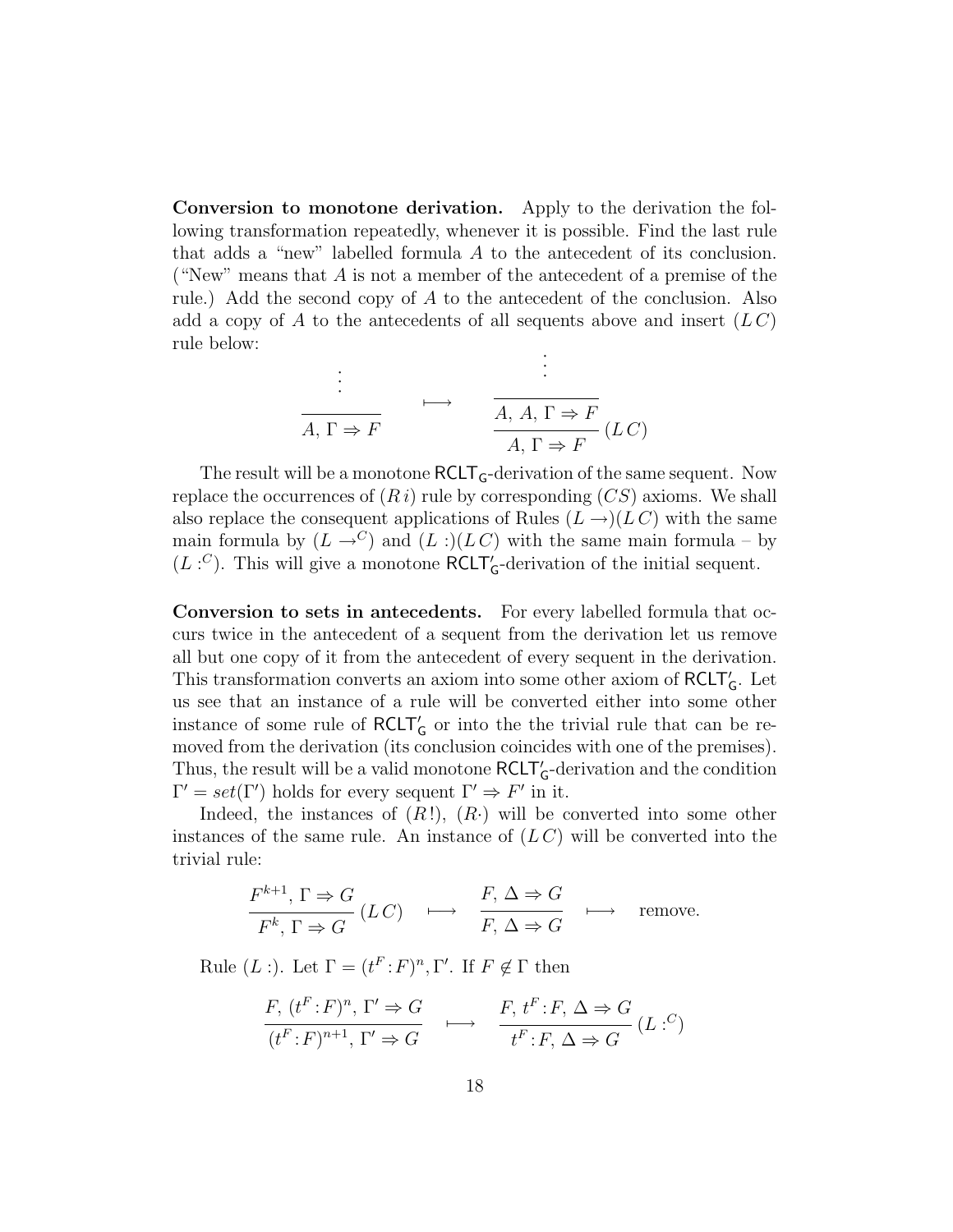**Conversion to monotone derivation.** Apply to the derivation the following transformation repeatedly, whenever it is possible. Find the last rule that adds a "new" labelled formula $A$ to the antecedent of its conclusion. ("New" means that $A$ is not a member of the antecedent of a premise of the rule.) Add the second copy of $A$ to the antecedent of the conclusion. Also add a copy of $A$ to the antecedents of all sequents above and insert $(L\,C)$ rule below:

$$\dfrac{\vdots}{A,\,\Gamma \Rightarrow F} \quad\longmapsto\quad \dfrac{\dfrac{\vdots}{A,\,A,\,\Gamma \Rightarrow F}}{A,\,\Gamma \Rightarrow F}\,(L\,C)$$

The result will be a monotone $\mathsf{RCLT_G}$-derivation of the same sequent. Now replace the occurrences of $(R\,i)$ rule by corresponding $(CS)$ axioms. We shall also replace the consequent applications of Rules $(L \rightarrow)(L\,C)$ with the same main formula by $(L \rightarrow^C)$ and $(L\,:)(L\,C)$ with the same main formula – by $(L\,:^C)$. This will give a monotone $\mathsf{RCLT'_G}$-derivation of the initial sequent.

**Conversion to sets in antecedents.** For every labelled formula that occurs twice in the antecedent of a sequent from the derivation let us remove all but one copy of it from the antecedent of every sequent in the derivation. This transformation converts an axiom into some other axiom of $\mathsf{RCLT'_G}$. Let us see that an instance of a rule will be converted either into some other instance of some rule of $\mathsf{RCLT'_G}$ or into the the trivial rule that can be removed from the derivation (its conclusion coincides with one of the premises). Thus, the result will be a valid monotone $\mathsf{RCLT'_G}$-derivation and the condition $\Gamma' = set(\Gamma')$ holds for every sequent $\Gamma' \Rightarrow F'$ in it.

Indeed, the instances of $(R\,!)$, $(R\cdot)$ will be converted into some other instances of the same rule. An instance of $(L\,C)$ will be converted into the trivial rule:

$$\dfrac{F^{k+1},\,\Gamma \Rightarrow G}{F^{k},\,\Gamma \Rightarrow G}\,(L\,C) \quad\longmapsto\quad \dfrac{F,\,\Delta \Rightarrow G}{F,\,\Delta \Rightarrow G} \quad\longmapsto\quad \text{remove.}$$

Rule $(L\,:)$. Let $\Gamma = (t^F\!:\!F)^n, \Gamma'$. If $F \notin \Gamma$ then

$$\dfrac{F,\,(t^F\!:\!F)^n,\,\Gamma' \Rightarrow G}{(t^F\!:\!F)^{n+1},\,\Gamma' \Rightarrow G} \quad\longmapsto\quad \dfrac{F,\,t^F\!:\!F,\,\Delta \Rightarrow G}{t^F\!:\!F,\,\Delta \Rightarrow G}\,(L\,:^C)$$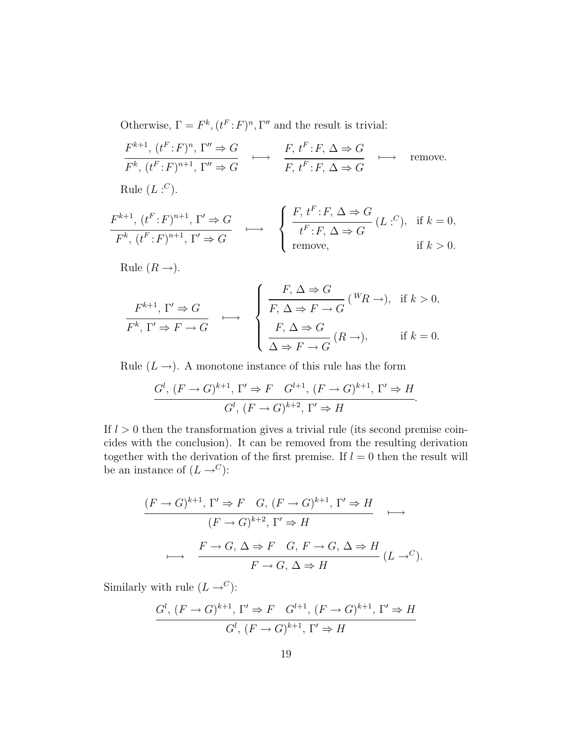Otherwise, $\Gamma = F^k, (t^F\!:\!F)^n, \Gamma''$ and the result is trivial:

$$\frac{F^{k+1},\, (t^F\!:\!F)^n,\, \Gamma'' \Rightarrow G}{F^k,\, (t^F\!:\!F)^{n+1},\, \Gamma'' \Rightarrow G} \quad \longmapsto \quad \frac{F,\, t^F\!:\!F,\, \Delta \Rightarrow G}{F,\, t^F\!:\!F,\, \Delta \Rightarrow G} \quad \longmapsto \quad \text{remove.}$$

Rule $(L :^C)$.

$$\frac{F^{k+1},\, (t^F\!:\!F)^{n+1},\, \Gamma' \Rightarrow G}{F^k,\, (t^F\!:\!F)^{n+1},\, \Gamma' \Rightarrow G} \quad \longmapsto \quad \begin{cases} \dfrac{F,\, t^F\!:\!F,\, \Delta \Rightarrow G}{t^F\!:\!F,\, \Delta \Rightarrow G}\,(L :^C), & \text{if } k = 0, \\ \text{remove,} & \text{if } k > 0. \end{cases}$$

Rule $(R \rightarrow)$.

$$\frac{F^{k+1},\, \Gamma' \Rightarrow G}{F^k,\, \Gamma' \Rightarrow F \rightarrow G} \quad \longmapsto \quad \begin{cases} \dfrac{F,\, \Delta \Rightarrow G}{F,\, \Delta \Rightarrow F \rightarrow G}\,({}^W\!R \rightarrow), & \text{if } k > 0, \\ \dfrac{F,\, \Delta \Rightarrow G}{\Delta \Rightarrow F \rightarrow G}\,(R \rightarrow), & \text{if } k = 0. \end{cases}$$

Rule $(L \rightarrow)$. A monotone instance of this rule has the form

$$\frac{G^l,\, (F \rightarrow G)^{k+1},\, \Gamma' \Rightarrow F \quad G^{l+1},\, (F \rightarrow G)^{k+1},\, \Gamma' \Rightarrow H}{G^l,\, (F \rightarrow G)^{k+2},\, \Gamma' \Rightarrow H}.$$

If $l > 0$ then the transformation gives a trivial rule (its second premise coincides with the conclusion). It can be removed from the resulting derivation together with the derivation of the first premise. If $l = 0$ then the result will be an instance of $(L \rightarrow^C)$:

$$\frac{(F \rightarrow G)^{k+1},\, \Gamma' \Rightarrow F \quad G,\, (F \rightarrow G)^{k+1},\, \Gamma' \Rightarrow H}{(F \rightarrow G)^{k+2},\, \Gamma' \Rightarrow H} \quad \longmapsto$$

$$\longmapsto \quad \frac{F \rightarrow G,\, \Delta \Rightarrow F \quad G,\, F \rightarrow G,\, \Delta \Rightarrow H}{F \rightarrow G,\, \Delta \Rightarrow H}\,(L \rightarrow^C).$$

Similarly with rule $(L \rightarrow^C)$:

$$\frac{G^l,\, (F \rightarrow G)^{k+1},\, \Gamma' \Rightarrow F \quad G^{l+1},\, (F \rightarrow G)^{k+1},\, \Gamma' \Rightarrow H}{G^l,\, (F \rightarrow G)^{k+1},\, \Gamma' \Rightarrow H}$$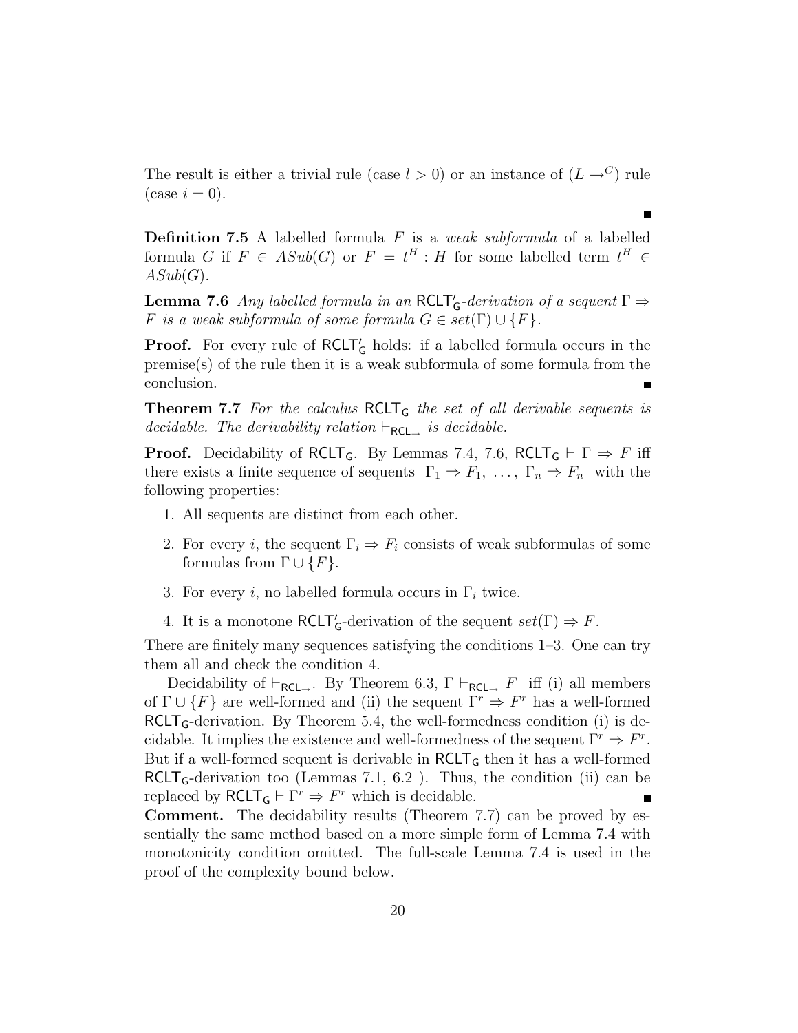The result is either a trivial rule (case $l > 0$) or an instance of $(L \rightarrow^C)$ rule (case $i = 0$).

∎

**Definition 7.5** A labelled formula $F$ is a *weak subformula* of a labelled formula $G$ if $F \in ASub(G)$ or $F = t^H : H$ for some labelled term $t^H \in ASub(G)$.

**Lemma 7.6** *Any labelled formula in an* $\mathsf{RCLT}'_\mathsf{G}$*-derivation of a sequent* $\Gamma \Rightarrow F$ *is a weak subformula of some formula* $G \in set(\Gamma) \cup \{F\}$.

**Proof.** For every rule of $\mathsf{RCLT}'_\mathsf{G}$ holds: if a labelled formula occurs in the premise(s) of the rule then it is a weak subformula of some formula from the conclusion. ∎

**Theorem 7.7** *For the calculus* $\mathsf{RCLT}_\mathsf{G}$ *the set of all derivable sequents is decidable. The derivability relation* $\vdash_{\mathsf{RCL}_\rightarrow}$ *is decidable.*

**Proof.** Decidability of $\mathsf{RCLT}_\mathsf{G}$. By Lemmas 7.4, 7.6, $\mathsf{RCLT}_\mathsf{G} \vdash \Gamma \Rightarrow F$ iff there exists a finite sequence of sequents $\Gamma_1 \Rightarrow F_1, \ \ldots, \ \Gamma_n \Rightarrow F_n$ with the following properties:

1. All sequents are distinct from each other.
2. For every $i$, the sequent $\Gamma_i \Rightarrow F_i$ consists of weak subformulas of some formulas from $\Gamma \cup \{F\}$.
3. For every $i$, no labelled formula occurs in $\Gamma_i$ twice.
4. It is a monotone $\mathsf{RCLT}'_\mathsf{G}$-derivation of the sequent $set(\Gamma) \Rightarrow F$.

There are finitely many sequences satisfying the conditions 1–3. One can try them all and check the condition 4.

Decidability of $\vdash_{\mathsf{RCL}_\rightarrow}$. By Theorem 6.3, $\Gamma \vdash_{\mathsf{RCL}_\rightarrow} F$ iff (i) all members of $\Gamma \cup \{F\}$ are well-formed and (ii) the sequent $\Gamma^r \Rightarrow F^r$ has a well-formed $\mathsf{RCLT}_\mathsf{G}$-derivation. By Theorem 5.4, the well-formedness condition (i) is decidable. It implies the existence and well-formedness of the sequent $\Gamma^r \Rightarrow F^r$. But if a well-formed sequent is derivable in $\mathsf{RCLT}_\mathsf{G}$ then it has a well-formed $\mathsf{RCLT}_\mathsf{G}$-derivation too (Lemmas 7.1, 6.2 ). Thus, the condition (ii) can be replaced by $\mathsf{RCLT}_\mathsf{G} \vdash \Gamma^r \Rightarrow F^r$ which is decidable. ∎

**Comment.** The decidability results (Theorem 7.7) can be proved by essentially the same method based on a more simple form of Lemma 7.4 with monotonicity condition omitted. The full-scale Lemma 7.4 is used in the proof of the complexity bound below.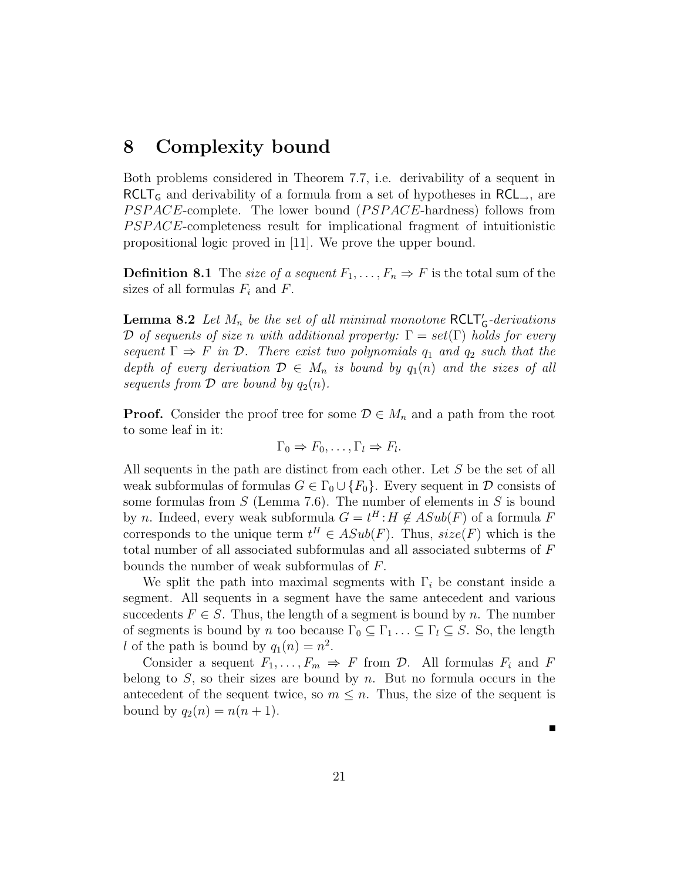# 8 Complexity bound

Both problems considered in Theorem 7.7, i.e. derivability of a sequent in $\mathsf{RCLT_G}$ and derivability of a formula from a set of hypotheses in $\mathsf{RCL}_{\rightarrow}$, are $PSPACE$-complete. The lower bound ($PSPACE$-hardness) follows from $PSPACE$-completeness result for implicational fragment of intuitionistic propositional logic proved in [11]. We prove the upper bound.

**Definition 8.1** The *size of a sequent* $F_1, \ldots, F_n \Rightarrow F$ is the total sum of the sizes of all formulas $F_i$ and $F$.

**Lemma 8.2** *Let $M_n$ be the set of all minimal monotone $\mathsf{RCLT'_G}$-derivations $\mathcal{D}$ of sequents of size $n$ with additional property: $\Gamma = set(\Gamma)$ holds for every sequent $\Gamma \Rightarrow F$ in $\mathcal{D}$. There exist two polynomials $q_1$ and $q_2$ such that the depth of every derivation $\mathcal{D} \in M_n$ is bound by $q_1(n)$ and the sizes of all sequents from $\mathcal{D}$ are bound by $q_2(n)$.*

**Proof.** Consider the proof tree for some $\mathcal{D} \in M_n$ and a path from the root to some leaf in it:

$$\Gamma_0 \Rightarrow F_0, \ldots, \Gamma_l \Rightarrow F_l.$$

All sequents in the path are distinct from each other. Let $S$ be the set of all weak subformulas of formulas $G \in \Gamma_0 \cup \{F_0\}$. Every sequent in $\mathcal{D}$ consists of some formulas from $S$ (Lemma 7.6). The number of elements in $S$ is bound by $n$. Indeed, every weak subformula $G = t^H\!:\!H \notin ASub(F)$ of a formula $F$ corresponds to the unique term $t^H \in ASub(F)$. Thus, $size(F)$ which is the total number of all associated subformulas and all associated subterms of $F$ bounds the number of weak subformulas of $F$.

We split the path into maximal segments with $\Gamma_i$ be constant inside a segment. All sequents in a segment have the same antecedent and various succedents $F \in S$. Thus, the length of a segment is bound by $n$. The number of segments is bound by $n$ too because $\Gamma_0 \subseteq \Gamma_1 \ldots \subseteq \Gamma_l \subseteq S$. So, the length $l$ of the path is bound by $q_1(n) = n^2$.

Consider a sequent $F_1, \ldots, F_m \Rightarrow F$ from $\mathcal{D}$. All formulas $F_i$ and $F$ belong to $S$, so their sizes are bound by $n$. But no formula occurs in the antecedent of the sequent twice, so $m \leq n$. Thus, the size of the sequent is bound by $q_2(n) = n(n+1)$.

∎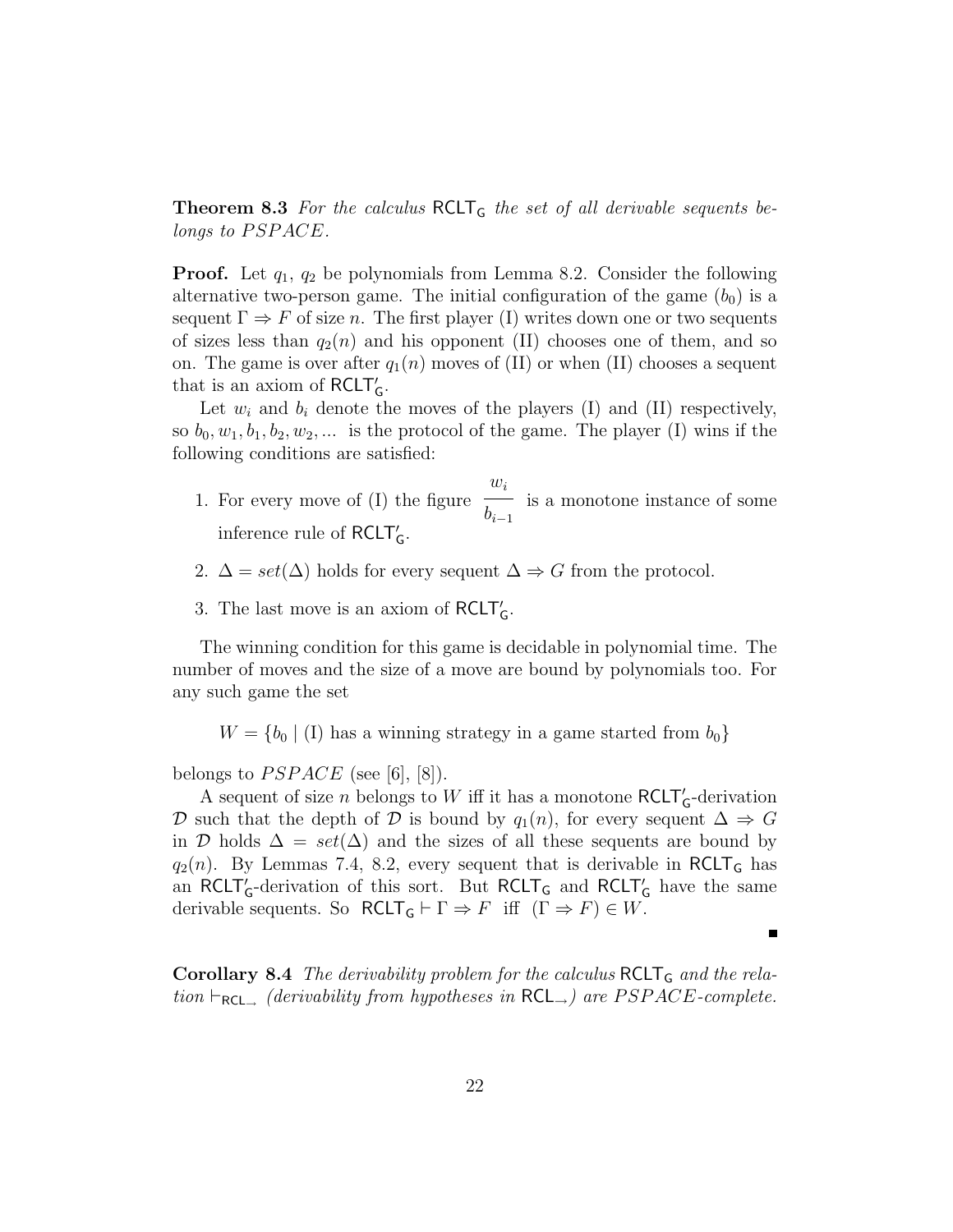**Theorem 8.3** *For the calculus* $\mathsf{RCLT_G}$ *the set of all derivable sequents belongs to* $PSPACE$*.*

**Proof.** Let $q_1$, $q_2$ be polynomials from Lemma 8.2. Consider the following alternative two-person game. The initial configuration of the game ($b_0$) is a sequent $\Gamma \Rightarrow F$ of size $n$. The first player (I) writes down one or two sequents of sizes less than $q_2(n)$ and his opponent (II) chooses one of them, and so on. The game is over after $q_1(n)$ moves of (II) or when (II) chooses a sequent that is an axiom of $\mathsf{RCLT'_G}$.

Let $w_i$ and $b_i$ denote the moves of the players (I) and (II) respectively, so $b_0, w_1, b_1, b_2, w_2, ...$ is the protocol of the game. The player (I) wins if the following conditions are satisfied:

1. For every move of (I) the figure $\dfrac{w_i}{b_{i-1}}$ is a monotone instance of some inference rule of $\mathsf{RCLT'_G}$.
2. $\Delta = set(\Delta)$ holds for every sequent $\Delta \Rightarrow G$ from the protocol.
3. The last move is an axiom of $\mathsf{RCLT'_G}$.

The winning condition for this game is decidable in polynomial time. The number of moves and the size of a move are bound by polynomials too. For any such game the set

$$W = \{b_0 \mid \text{(I) has a winning strategy in a game started from } b_0\}$$

belongs to $PSPACE$ (see [6], [8]).

A sequent of size $n$ belongs to $W$ iff it has a monotone $\mathsf{RCLT'_G}$-derivation $\mathcal{D}$ such that the depth of $\mathcal{D}$ is bound by $q_1(n)$, for every sequent $\Delta \Rightarrow G$ in $\mathcal{D}$ holds $\Delta = set(\Delta)$ and the sizes of all these sequents are bound by $q_2(n)$. By Lemmas 7.4, 8.2, every sequent that is derivable in $\mathsf{RCLT_G}$ has an $\mathsf{RCLT'_G}$-derivation of this sort. But $\mathsf{RCLT_G}$ and $\mathsf{RCLT'_G}$ have the same derivable sequents. So $\mathsf{RCLT_G} \vdash \Gamma \Rightarrow F$ iff $(\Gamma \Rightarrow F) \in W$.

∎

**Corollary 8.4** *The derivability problem for the calculus* $\mathsf{RCLT_G}$ *and the relation* $\vdash_{\mathsf{RCL}_\rightarrow}$ *(derivability from hypotheses in* $\mathsf{RCL}_\rightarrow$*) are* $PSPACE$*-complete.*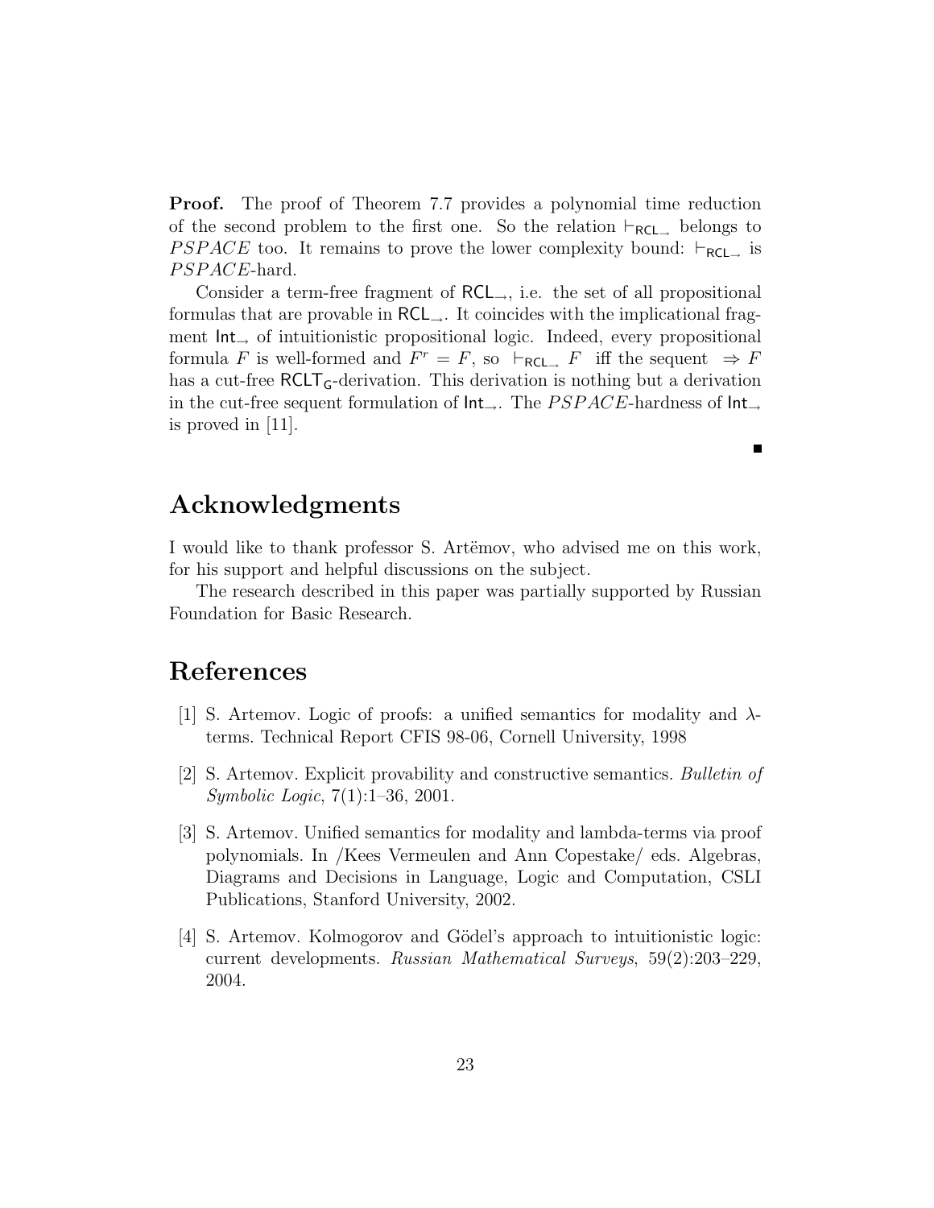**Proof.** The proof of Theorem 7.7 provides a polynomial time reduction of the second problem to the first one. So the relation $\vdash_{\mathsf{RCL}_{\rightarrow}}$ belongs to $PSPACE$ too. It remains to prove the lower complexity bound: $\vdash_{\mathsf{RCL}_{\rightarrow}}$ is $PSPACE$-hard.

Consider a term-free fragment of $\mathsf{RCL}_{\rightarrow}$, i.e. the set of all propositional formulas that are provable in $\mathsf{RCL}_{\rightarrow}$. It coincides with the implicational fragment $\mathsf{Int}_{\rightarrow}$ of intuitionistic propositional logic. Indeed, every propositional formula $F$ is well-formed and $F^r = F$, so $\vdash_{\mathsf{RCL}_{\rightarrow}} F$ iff the sequent $\Rightarrow F$ has a cut-free $\mathsf{RCLT}_{\mathsf{G}}$-derivation. This derivation is nothing but a derivation in the cut-free sequent formulation of $\mathsf{Int}_{\rightarrow}$. The $PSPACE$-hardness of $\mathsf{Int}_{\rightarrow}$ is proved in [11].

∎

## Acknowledgments

I would like to thank professor S. Artëmov, who advised me on this work, for his support and helpful discussions on the subject.

The research described in this paper was partially supported by Russian Foundation for Basic Research.

## References

[1] S. Artemov. Logic of proofs: a unified semantics for modality and $\lambda$-terms. Technical Report CFIS 98-06, Cornell University, 1998

[2] S. Artemov. Explicit provability and constructive semantics. *Bulletin of Symbolic Logic*, 7(1):1–36, 2001.

[3] S. Artemov. Unified semantics for modality and lambda-terms via proof polynomials. In /Kees Vermeulen and Ann Copestake/ eds. Algebras, Diagrams and Decisions in Language, Logic and Computation, CSLI Publications, Stanford University, 2002.

[4] S. Artemov. Kolmogorov and Gödel's approach to intuitionistic logic: current developments. *Russian Mathematical Surveys*, 59(2):203–229, 2004.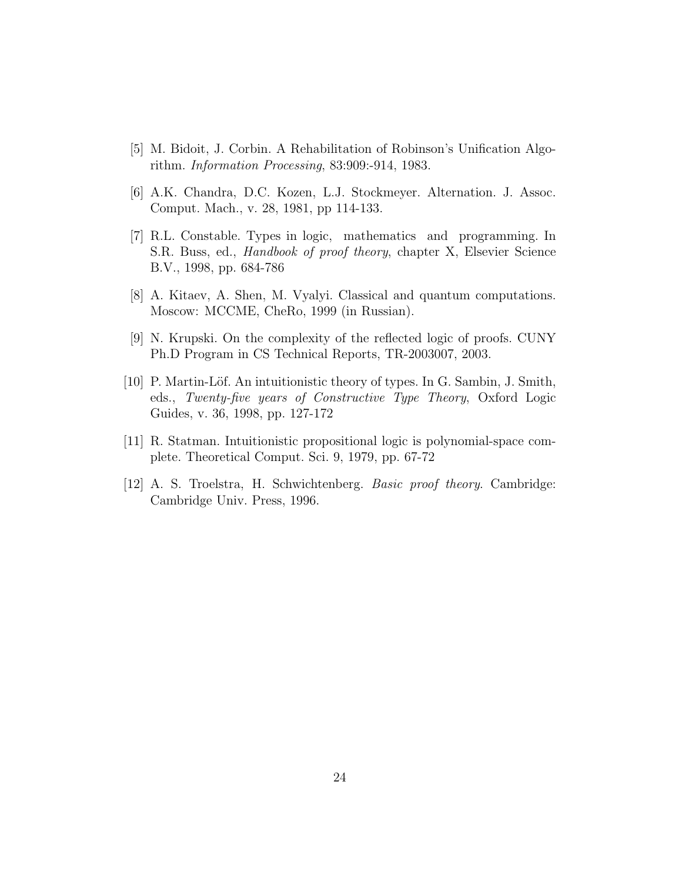[5] M. Bidoit, J. Corbin. A Rehabilitation of Robinson's Unification Algorithm. *Information Processing*, 83:909:-914, 1983.

[6] A.K. Chandra, D.C. Kozen, L.J. Stockmeyer. Alternation. J. Assoc. Comput. Mach., v. 28, 1981, pp 114-133.

[7] R.L. Constable. Types in logic, mathematics and programming. In S.R. Buss, ed., *Handbook of proof theory*, chapter X, Elsevier Science B.V., 1998, pp. 684-786

[8] A. Kitaev, A. Shen, M. Vyalyi. Classical and quantum computations. Moscow: MCCME, CheRo, 1999 (in Russian).

[9] N. Krupski. On the complexity of the reflected logic of proofs. CUNY Ph.D Program in CS Technical Reports, TR-2003007, 2003.

[10] P. Martin-Löf. An intuitionistic theory of types. In G. Sambin, J. Smith, eds., *Twenty-five years of Constructive Type Theory*, Oxford Logic Guides, v. 36, 1998, pp. 127-172

[11] R. Statman. Intuitionistic propositional logic is polynomial-space complete. Theoretical Comput. Sci. 9, 1979, pp. 67-72

[12] A. S. Troelstra, H. Schwichtenberg. *Basic proof theory.* Cambridge: Cambridge Univ. Press, 1996.